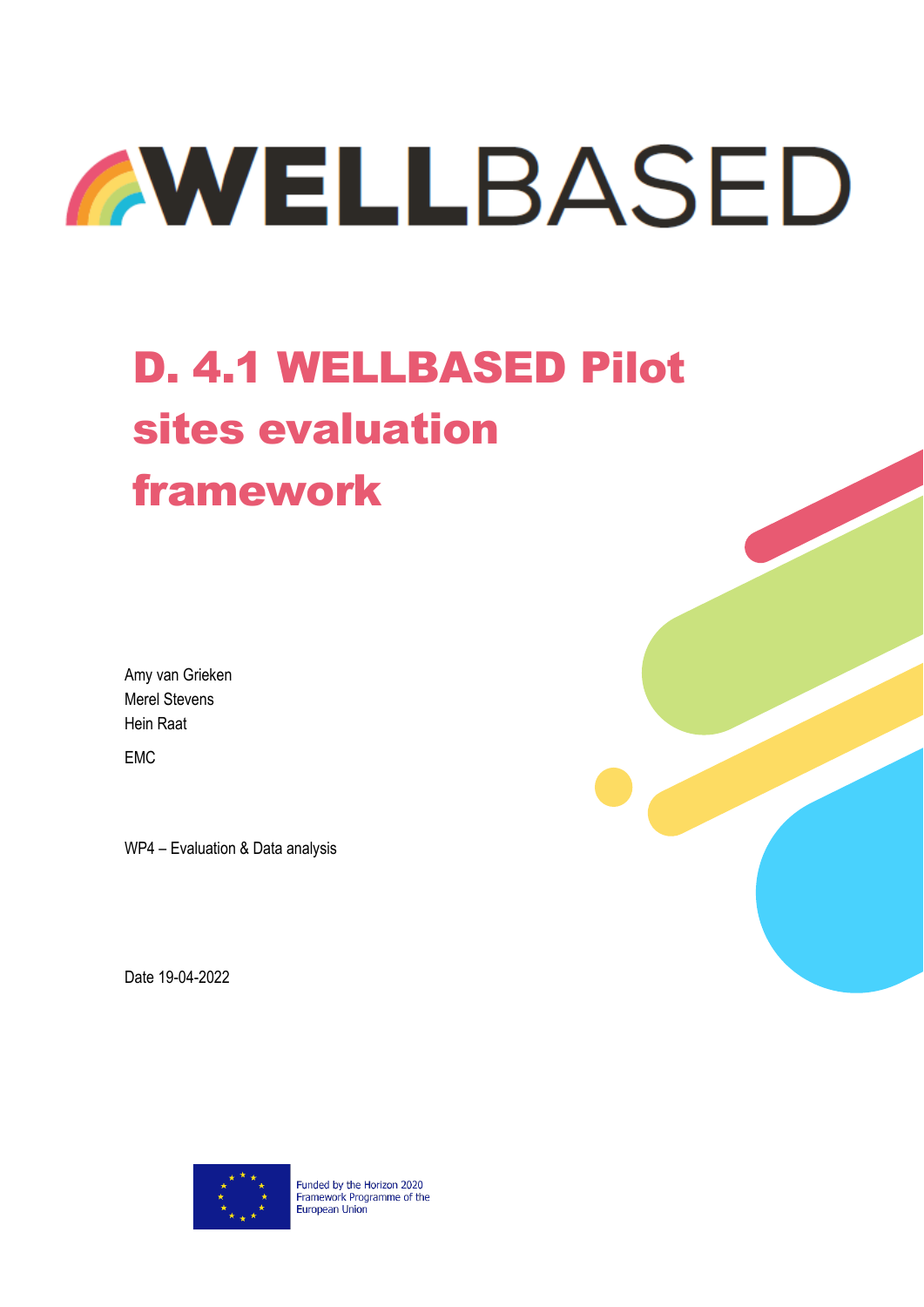# WELLBASED

# D. 4.1 WELLBASED Pilot sites evaluation framework

Amy van Grieken
Merel Stevens
Hein Raat

EMC

WP4 – Evaluation & Data analysis

Date 19-04-2022

Funded by the Horizon 2020 Framework Programme of the European Union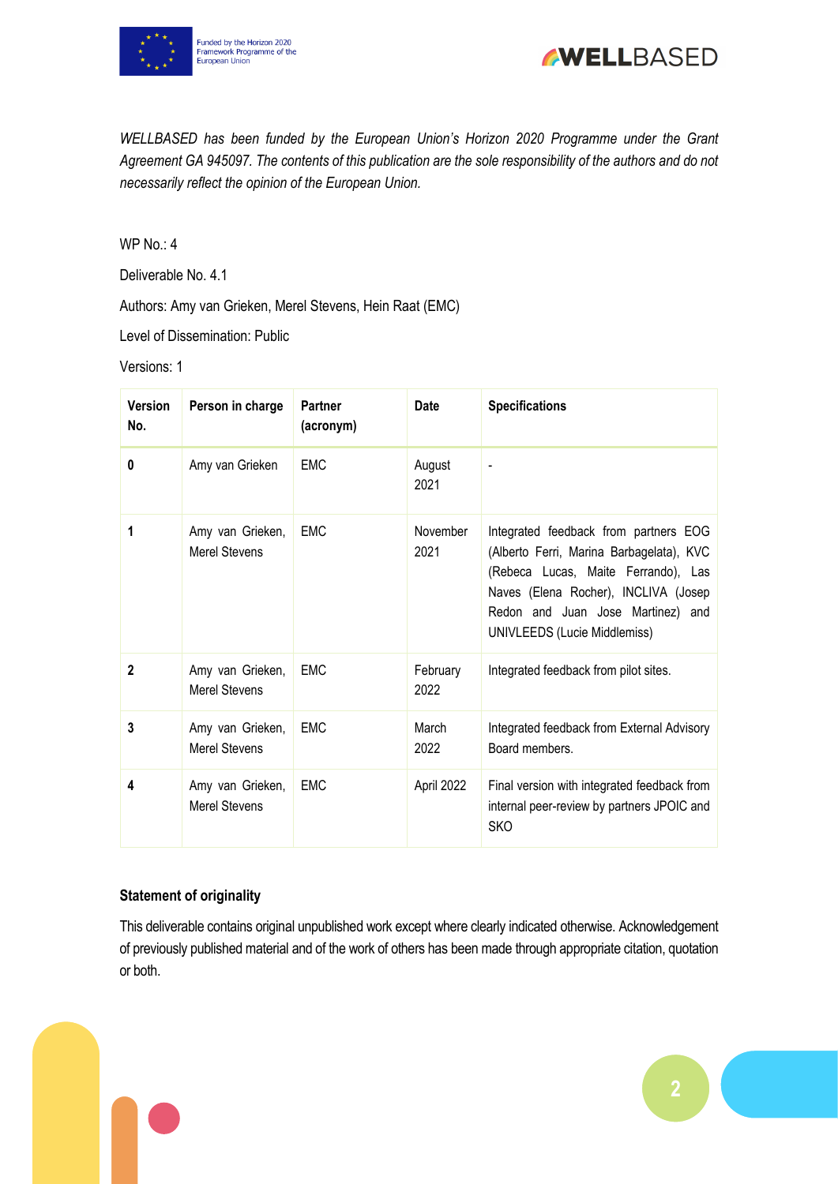*WELLBASED has been funded by the European Union's Horizon 2020 Programme under the Grant Agreement GA 945097. The contents of this publication are the sole responsibility of the authors and do not necessarily reflect the opinion of the European Union.*

WP No.: 4

Deliverable No. 4.1

Authors: Amy van Grieken, Merel Stevens, Hein Raat (EMC)

Level of Dissemination: Public

Versions: 1

| Version No. | Person in charge | Partner (acronym) | Date | Specifications |
|---|---|---|---|---|
| 0 | Amy van Grieken | EMC | August 2021 | - |
| 1 | Amy van Grieken, Merel Stevens | EMC | November 2021 | Integrated feedback from partners EOG (Alberto Ferri, Marina Barbagelata), KVC (Rebeca Lucas, Maite Ferrando), Las Naves (Elena Rocher), INCLIVA (Josep Redon and Juan Jose Martinez) and UNIVLEEDS (Lucie Middlemiss) |
| 2 | Amy van Grieken, Merel Stevens | EMC | February 2022 | Integrated feedback from pilot sites. |
| 3 | Amy van Grieken, Merel Stevens | EMC | March 2022 | Integrated feedback from External Advisory Board members. |
| 4 | Amy van Grieken, Merel Stevens | EMC | April 2022 | Final version with integrated feedback from internal peer-review by partners JPOIC and SKO |

**Statement of originality**

This deliverable contains original unpublished work except where clearly indicated otherwise. Acknowledgement of previously published material and of the work of others has been made through appropriate citation, quotation or both.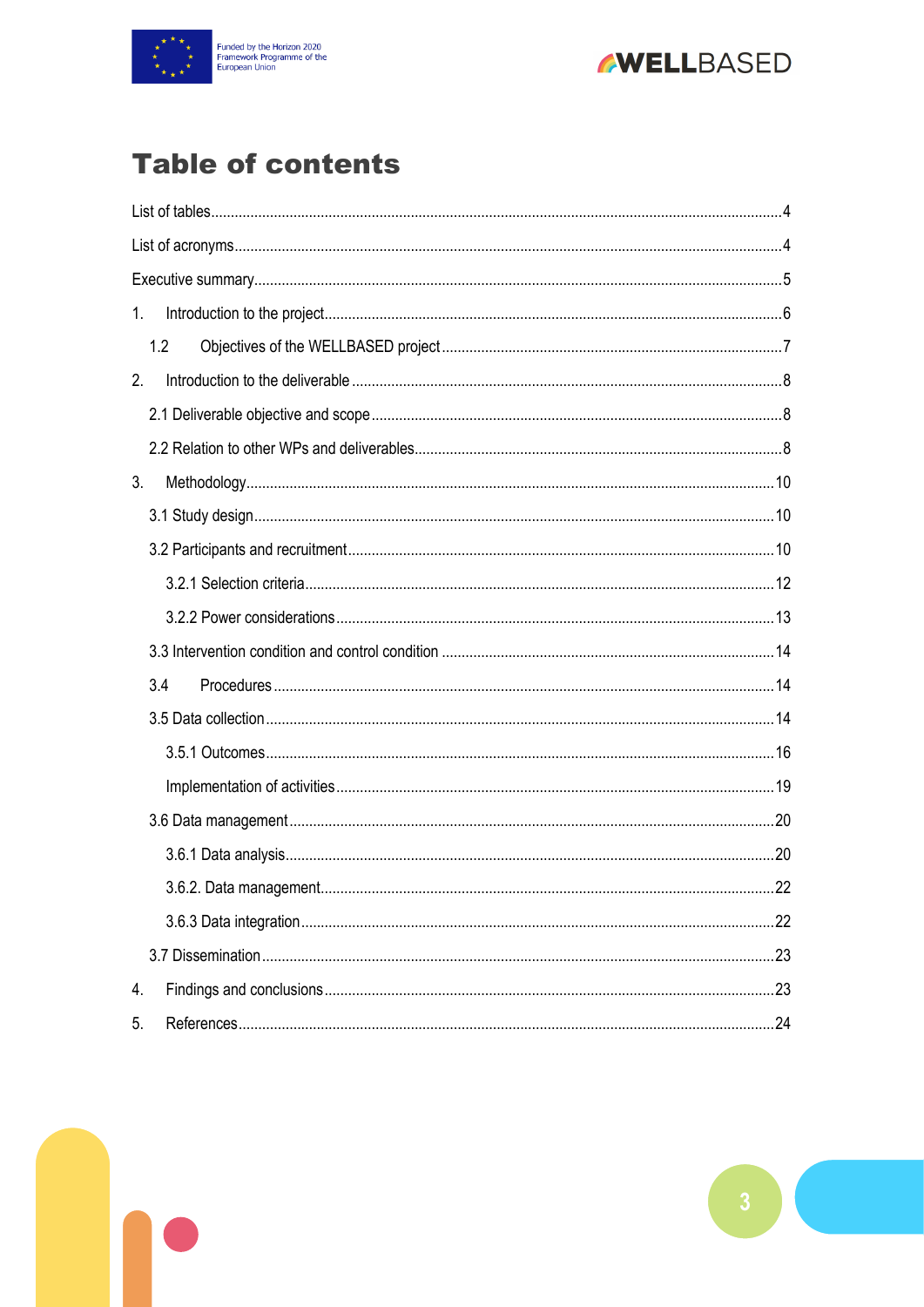# Table of contents

List of tables....................4

List of acronyms....................4

Executive summary....................5

1. Introduction to the project....................6
   - 1.2 Objectives of the WELLBASED project....................7
2. Introduction to the deliverable....................8
   - 2.1 Deliverable objective and scope....................8
   - 2.2 Relation to other WPs and deliverables....................8
3. Methodology....................10
   - 3.1 Study design....................10
   - 3.2 Participants and recruitment....................10
     - 3.2.1 Selection criteria....................12
     - 3.2.2 Power considerations....................13
   - 3.3 Intervention condition and control condition....................14
   - 3.4 Procedures....................14
   - 3.5 Data collection....................14
     - 3.5.1 Outcomes....................16
     - Implementation of activities....................19
   - 3.6 Data management....................20
     - 3.6.1 Data analysis....................20
     - 3.6.2. Data management....................22
     - 3.6.3 Data integration....................22
   - 3.7 Dissemination....................23
4. Findings and conclusions....................23
5. References....................24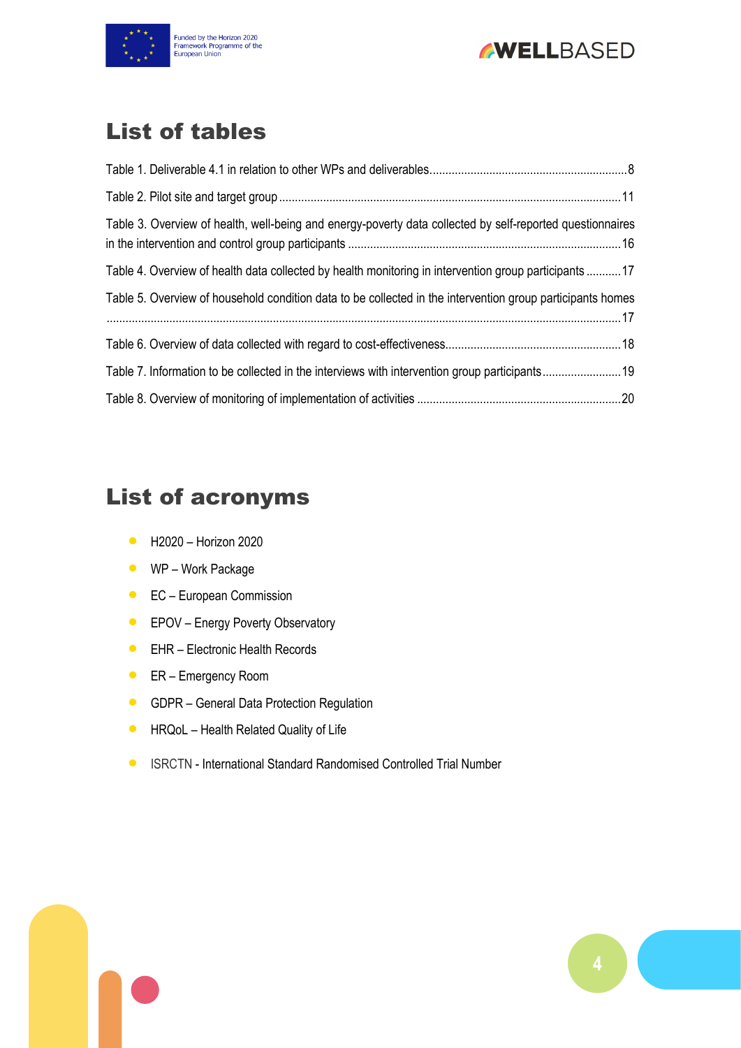# List of tables

Table 1. Deliverable 4.1 in relation to other WPs and deliverables ........ 8

Table 2. Pilot site and target group ........ 11

Table 3. Overview of health, well-being and energy-poverty data collected by self-reported questionnaires in the intervention and control group participants ........ 16

Table 4. Overview of health data collected by health monitoring in intervention group participants ........ 17

Table 5. Overview of household condition data to be collected in the intervention group participants homes ........ 17

Table 6. Overview of data collected with regard to cost-effectiveness ........ 18

Table 7. Information to be collected in the interviews with intervention group participants ........ 19

Table 8. Overview of monitoring of implementation of activities ........ 20

# List of acronyms

- H2020 – Horizon 2020
- WP – Work Package
- EC – European Commission
- EPOV – Energy Poverty Observatory
- EHR – Electronic Health Records
- ER – Emergency Room
- GDPR – General Data Protection Regulation
- HRQoL – Health Related Quality of Life
- ISRCTN - International Standard Randomised Controlled Trial Number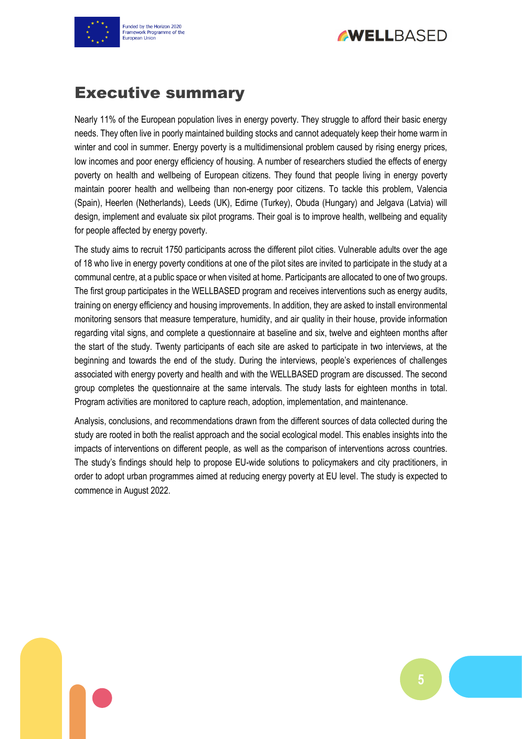# Executive summary

Nearly 11% of the European population lives in energy poverty. They struggle to afford their basic energy needs. They often live in poorly maintained building stocks and cannot adequately keep their home warm in winter and cool in summer. Energy poverty is a multidimensional problem caused by rising energy prices, low incomes and poor energy efficiency of housing. A number of researchers studied the effects of energy poverty on health and wellbeing of European citizens. They found that people living in energy poverty maintain poorer health and wellbeing than non-energy poor citizens. To tackle this problem, Valencia (Spain), Heerlen (Netherlands), Leeds (UK), Edirne (Turkey), Obuda (Hungary) and Jelgava (Latvia) will design, implement and evaluate six pilot programs. Their goal is to improve health, wellbeing and equality for people affected by energy poverty.

The study aims to recruit 1750 participants across the different pilot cities. Vulnerable adults over the age of 18 who live in energy poverty conditions at one of the pilot sites are invited to participate in the study at a communal centre, at a public space or when visited at home. Participants are allocated to one of two groups. The first group participates in the WELLBASED program and receives interventions such as energy audits, training on energy efficiency and housing improvements. In addition, they are asked to install environmental monitoring sensors that measure temperature, humidity, and air quality in their house, provide information regarding vital signs, and complete a questionnaire at baseline and six, twelve and eighteen months after the start of the study. Twenty participants of each site are asked to participate in two interviews, at the beginning and towards the end of the study. During the interviews, people's experiences of challenges associated with energy poverty and health and with the WELLBASED program are discussed. The second group completes the questionnaire at the same intervals. The study lasts for eighteen months in total. Program activities are monitored to capture reach, adoption, implementation, and maintenance.

Analysis, conclusions, and recommendations drawn from the different sources of data collected during the study are rooted in both the realist approach and the social ecological model. This enables insights into the impacts of interventions on different people, as well as the comparison of interventions across countries. The study's findings should help to propose EU-wide solutions to policymakers and city practitioners, in order to adopt urban programmes aimed at reducing energy poverty at EU level. The study is expected to commence in August 2022.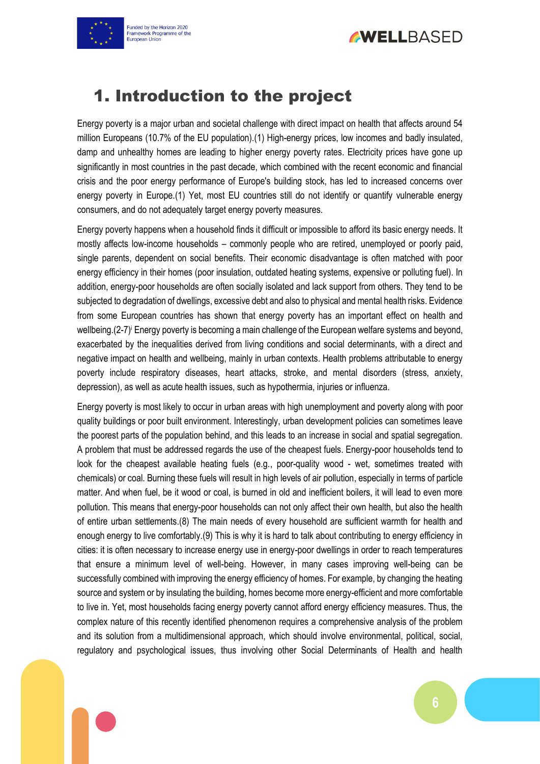# 1. Introduction to the project

Energy poverty is a major urban and societal challenge with direct impact on health that affects around 54 million Europeans (10.7% of the EU population).(1) High-energy prices, low incomes and badly insulated, damp and unhealthy homes are leading to higher energy poverty rates. Electricity prices have gone up significantly in most countries in the past decade, which combined with the recent economic and financial crisis and the poor energy performance of Europe's building stock, has led to increased concerns over energy poverty in Europe.(1) Yet, most EU countries still do not identify or quantify vulnerable energy consumers, and do not adequately target energy poverty measures.

Energy poverty happens when a household finds it difficult or impossible to afford its basic energy needs. It mostly affects low-income households – commonly people who are retired, unemployed or poorly paid, single parents, dependent on social benefits. Their economic disadvantage is often matched with poor energy efficiency in their homes (poor insulation, outdated heating systems, expensive or polluting fuel). In addition, energy-poor households are often socially isolated and lack support from others. They tend to be subjected to degradation of dwellings, excessive debt and also to physical and mental health risks. Evidence from some European countries has shown that energy poverty has an important effect on health and wellbeing.(2-7)[i] Energy poverty is becoming a main challenge of the European welfare systems and beyond, exacerbated by the inequalities derived from living conditions and social determinants, with a direct and negative impact on health and wellbeing, mainly in urban contexts. Health problems attributable to energy poverty include respiratory diseases, heart attacks, stroke, and mental disorders (stress, anxiety, depression), as well as acute health issues, such as hypothermia, injuries or influenza.

Energy poverty is most likely to occur in urban areas with high unemployment and poverty along with poor quality buildings or poor built environment. Interestingly, urban development policies can sometimes leave the poorest parts of the population behind, and this leads to an increase in social and spatial segregation. A problem that must be addressed regards the use of the cheapest fuels. Energy-poor households tend to look for the cheapest available heating fuels (e.g., poor-quality wood - wet, sometimes treated with chemicals) or coal. Burning these fuels will result in high levels of air pollution, especially in terms of particle matter. And when fuel, be it wood or coal, is burned in old and inefficient boilers, it will lead to even more pollution. This means that energy-poor households can not only affect their own health, but also the health of entire urban settlements.(8) The main needs of every household are sufficient warmth for health and enough energy to live comfortably.(9) This is why it is hard to talk about contributing to energy efficiency in cities: it is often necessary to increase energy use in energy-poor dwellings in order to reach temperatures that ensure a minimum level of well-being. However, in many cases improving well-being can be successfully combined with improving the energy efficiency of homes. For example, by changing the heating source and system or by insulating the building, homes become more energy-efficient and more comfortable to live in. Yet, most households facing energy poverty cannot afford energy efficiency measures. Thus, the complex nature of this recently identified phenomenon requires a comprehensive analysis of the problem and its solution from a multidimensional approach, which should involve environmental, political, social, regulatory and psychological issues, thus involving other Social Determinants of Health and health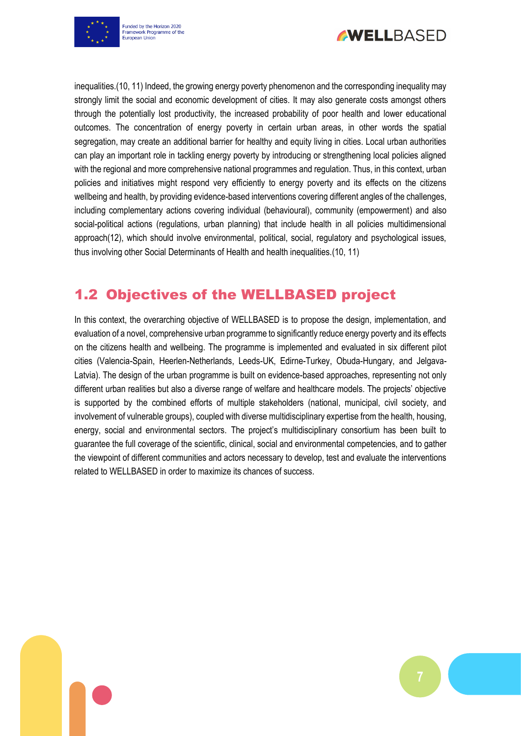inequalities.(10, 11) Indeed, the growing energy poverty phenomenon and the corresponding inequality may strongly limit the social and economic development of cities. It may also generate costs amongst others through the potentially lost productivity, the increased probability of poor health and lower educational outcomes. The concentration of energy poverty in certain urban areas, in other words the spatial segregation, may create an additional barrier for healthy and equity living in cities. Local urban authorities can play an important role in tackling energy poverty by introducing or strengthening local policies aligned with the regional and more comprehensive national programmes and regulation. Thus, in this context, urban policies and initiatives might respond very efficiently to energy poverty and its effects on the citizens wellbeing and health, by providing evidence-based interventions covering different angles of the challenges, including complementary actions covering individual (behavioural), community (empowerment) and also social-political actions (regulations, urban planning) that include health in all policies multidimensional approach(12), which should involve environmental, political, social, regulatory and psychological issues, thus involving other Social Determinants of Health and health inequalities.(10, 11)

## 1.2 Objectives of the WELLBASED project

In this context, the overarching objective of WELLBASED is to propose the design, implementation, and evaluation of a novel, comprehensive urban programme to significantly reduce energy poverty and its effects on the citizens health and wellbeing. The programme is implemented and evaluated in six different pilot cities (Valencia-Spain, Heerlen-Netherlands, Leeds-UK, Edirne-Turkey, Obuda-Hungary, and Jelgava-Latvia). The design of the urban programme is built on evidence-based approaches, representing not only different urban realities but also a diverse range of welfare and healthcare models. The projects' objective is supported by the combined efforts of multiple stakeholders (national, municipal, civil society, and involvement of vulnerable groups), coupled with diverse multidisciplinary expertise from the health, housing, energy, social and environmental sectors. The project's multidisciplinary consortium has been built to guarantee the full coverage of the scientific, clinical, social and environmental competencies, and to gather the viewpoint of different communities and actors necessary to develop, test and evaluate the interventions related to WELLBASED in order to maximize its chances of success.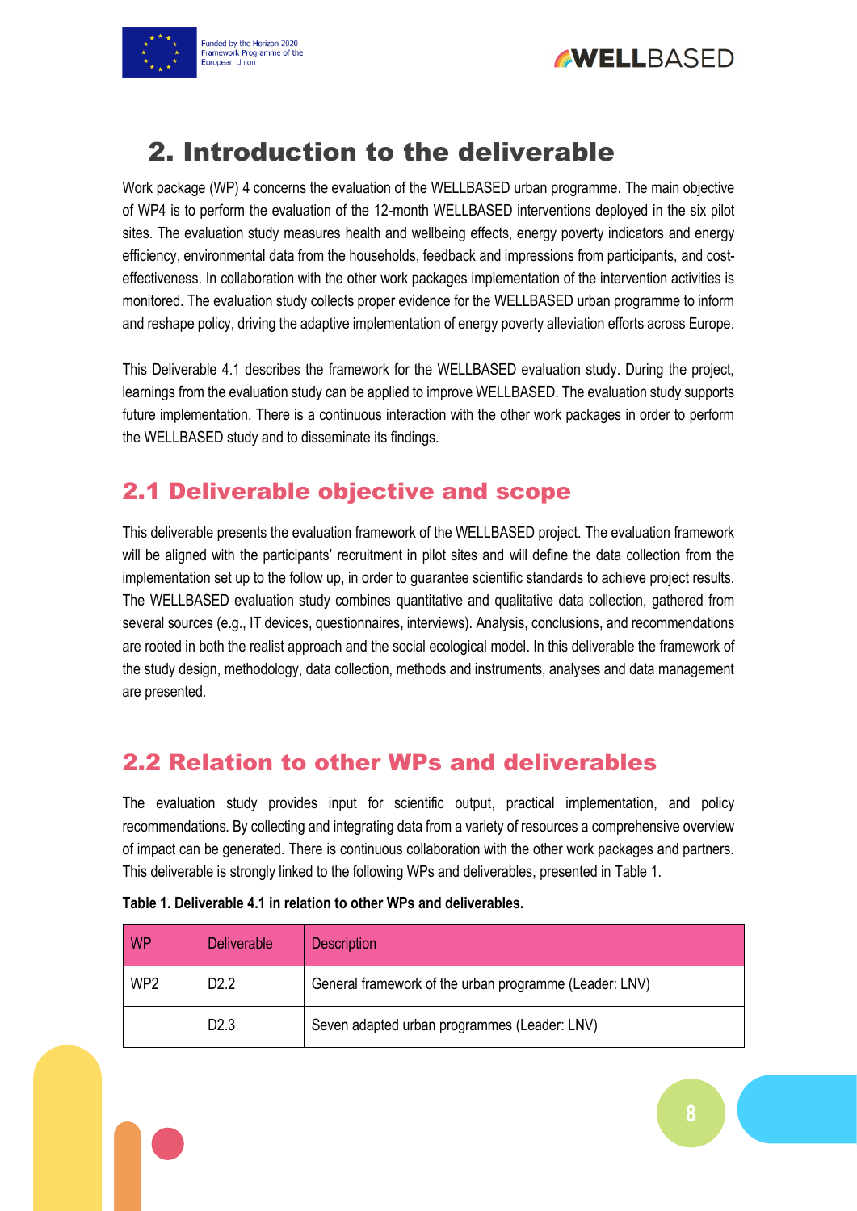# 2. Introduction to the deliverable

Work package (WP) 4 concerns the evaluation of the WELLBASED urban programme. The main objective of WP4 is to perform the evaluation of the 12-month WELLBASED interventions deployed in the six pilot sites. The evaluation study measures health and wellbeing effects, energy poverty indicators and energy efficiency, environmental data from the households, feedback and impressions from participants, and cost-effectiveness. In collaboration with the other work packages implementation of the intervention activities is monitored. The evaluation study collects proper evidence for the WELLBASED urban programme to inform and reshape policy, driving the adaptive implementation of energy poverty alleviation efforts across Europe.

This Deliverable 4.1 describes the framework for the WELLBASED evaluation study. During the project, learnings from the evaluation study can be applied to improve WELLBASED. The evaluation study supports future implementation. There is a continuous interaction with the other work packages in order to perform the WELLBASED study and to disseminate its findings.

## 2.1 Deliverable objective and scope

This deliverable presents the evaluation framework of the WELLBASED project. The evaluation framework will be aligned with the participants' recruitment in pilot sites and will define the data collection from the implementation set up to the follow up, in order to guarantee scientific standards to achieve project results. The WELLBASED evaluation study combines quantitative and qualitative data collection, gathered from several sources (e.g., IT devices, questionnaires, interviews). Analysis, conclusions, and recommendations are rooted in both the realist approach and the social ecological model. In this deliverable the framework of the study design, methodology, data collection, methods and instruments, analyses and data management are presented.

## 2.2 Relation to other WPs and deliverables

The evaluation study provides input for scientific output, practical implementation, and policy recommendations. By collecting and integrating data from a variety of resources a comprehensive overview of impact can be generated. There is continuous collaboration with the other work packages and partners. This deliverable is strongly linked to the following WPs and deliverables, presented in Table 1.

**Table 1. Deliverable 4.1 in relation to other WPs and deliverables.**

| WP | Deliverable | Description |
|---|---|---|
| WP2 | D2.2 | General framework of the urban programme (Leader: LNV) |
| | D2.3 | Seven adapted urban programmes (Leader: LNV) |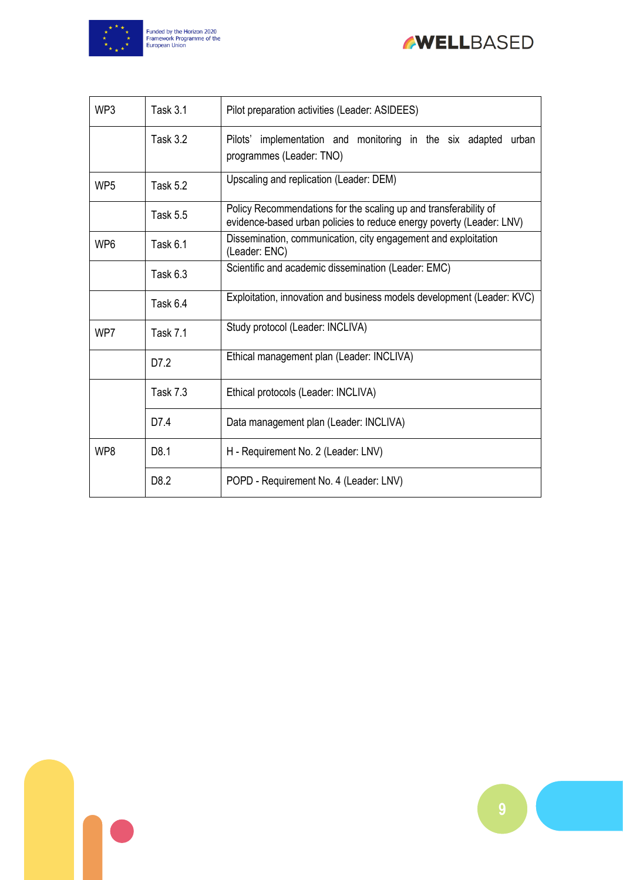| | | |
|---|---|---|
| WP3 | Task 3.1 | Pilot preparation activities (Leader: ASIDEES) |
| | Task 3.2 | Pilots' implementation and monitoring in the six adapted urban programmes (Leader: TNO) |
| WP5 | Task 5.2 | Upscaling and replication (Leader: DEM) |
| | Task 5.5 | Policy Recommendations for the scaling up and transferability of evidence-based urban policies to reduce energy poverty (Leader: LNV) |
| WP6 | Task 6.1 | Dissemination, communication, city engagement and exploitation (Leader: ENC) |
| | Task 6.3 | Scientific and academic dissemination (Leader: EMC) |
| | Task 6.4 | Exploitation, innovation and business models development (Leader: KVC) |
| WP7 | Task 7.1 | Study protocol (Leader: INCLIVA) |
| | D7.2 | Ethical management plan (Leader: INCLIVA) |
| | Task 7.3 | Ethical protocols (Leader: INCLIVA) |
| | D7.4 | Data management plan (Leader: INCLIVA) |
| WP8 | D8.1 | H - Requirement No. 2 (Leader: LNV) |
| | D8.2 | POPD - Requirement No. 4 (Leader: LNV) |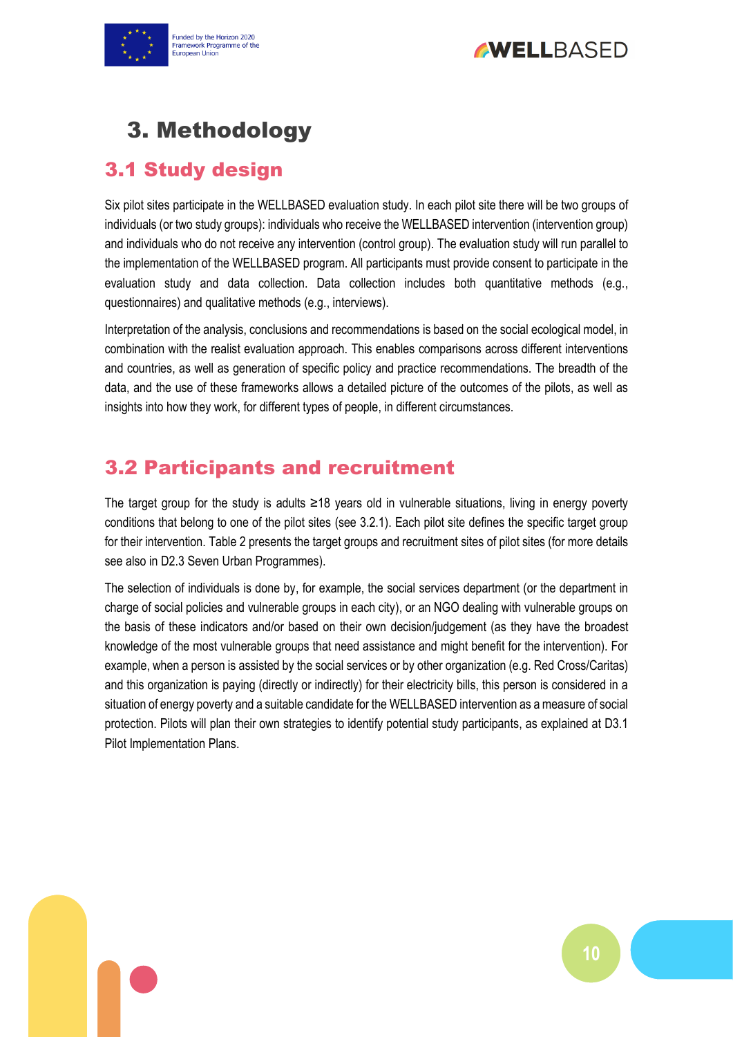# 3. Methodology

## 3.1 Study design

Six pilot sites participate in the WELLBASED evaluation study. In each pilot site there will be two groups of individuals (or two study groups): individuals who receive the WELLBASED intervention (intervention group) and individuals who do not receive any intervention (control group). The evaluation study will run parallel to the implementation of the WELLBASED program. All participants must provide consent to participate in the evaluation study and data collection. Data collection includes both quantitative methods (e.g., questionnaires) and qualitative methods (e.g., interviews).

Interpretation of the analysis, conclusions and recommendations is based on the social ecological model, in combination with the realist evaluation approach. This enables comparisons across different interventions and countries, as well as generation of specific policy and practice recommendations. The breadth of the data, and the use of these frameworks allows a detailed picture of the outcomes of the pilots, as well as insights into how they work, for different types of people, in different circumstances.

## 3.2 Participants and recruitment

The target group for the study is adults ≥18 years old in vulnerable situations, living in energy poverty conditions that belong to one of the pilot sites (see 3.2.1). Each pilot site defines the specific target group for their intervention. Table 2 presents the target groups and recruitment sites of pilot sites (for more details see also in D2.3 Seven Urban Programmes).

The selection of individuals is done by, for example, the social services department (or the department in charge of social policies and vulnerable groups in each city), or an NGO dealing with vulnerable groups on the basis of these indicators and/or based on their own decision/judgement (as they have the broadest knowledge of the most vulnerable groups that need assistance and might benefit for the intervention). For example, when a person is assisted by the social services or by other organization (e.g. Red Cross/Caritas) and this organization is paying (directly or indirectly) for their electricity bills, this person is considered in a situation of energy poverty and a suitable candidate for the WELLBASED intervention as a measure of social protection. Pilots will plan their own strategies to identify potential study participants, as explained at D3.1 Pilot Implementation Plans.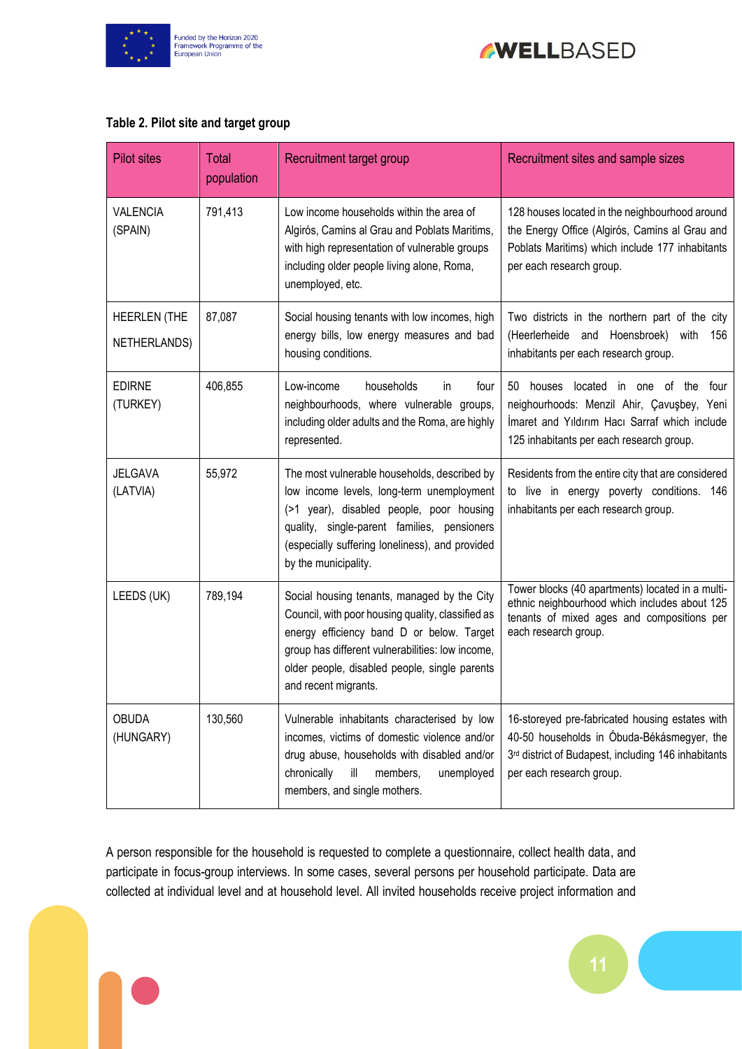**Table 2. Pilot site and target group**

| Pilot sites | Total population | Recruitment target group | Recruitment sites and sample sizes |
|---|---|---|---|
| VALENCIA (SPAIN) | 791,413 | Low income households within the area of Algirós, Camins al Grau and Poblats Maritims, with high representation of vulnerable groups including older people living alone, Roma, unemployed, etc. | 128 houses located in the neighbourhood around the Energy Office (Algirós, Camins al Grau and Poblats Maritims) which include 177 inhabitants per each research group. |
| HEERLEN (THE NETHERLANDS) | 87,087 | Social housing tenants with low incomes, high energy bills, low energy measures and bad housing conditions. | Two districts in the northern part of the city (Heerlerheide and Hoensbroek) with 156 inhabitants per each research group. |
| EDIRNE (TURKEY) | 406,855 | Low-income households in four neighbourhoods, where vulnerable groups, including older adults and the Roma, are highly represented. | 50 houses located in one of the four neighourhoods: Menzil Ahir, Çavuşbey, Yeni İmaret and Yıldırım Hacı Sarraf which include 125 inhabitants per each research group. |
| JELGAVA (LATVIA) | 55,972 | The most vulnerable households, described by low income levels, long-term unemployment (>1 year), disabled people, poor housing quality, single-parent families, pensioners (especially suffering loneliness), and provided by the municipality. | Residents from the entire city that are considered to live in energy poverty conditions. 146 inhabitants per each research group. |
| LEEDS (UK) | 789,194 | Social housing tenants, managed by the City Council, with poor housing quality, classified as energy efficiency band D or below. Target group has different vulnerabilities: low income, older people, disabled people, single parents and recent migrants. | Tower blocks (40 apartments) located in a multi-ethnic neighbourhood which includes about 125 tenants of mixed ages and compositions per each research group. |
| OBUDA (HUNGARY) | 130,560 | Vulnerable inhabitants characterised by low incomes, victims of domestic violence and/or drug abuse, households with disabled and/or chronically ill members, unemployed members, and single mothers. | 16-storeyed pre-fabricated housing estates with 40-50 households in Óbuda-Békásmegyer, the 3rd district of Budapest, including 146 inhabitants per each research group. |

A person responsible for the household is requested to complete a questionnaire, collect health data, and participate in focus-group interviews. In some cases, several persons per household participate. Data are collected at individual level and at household level. All invited households receive project information and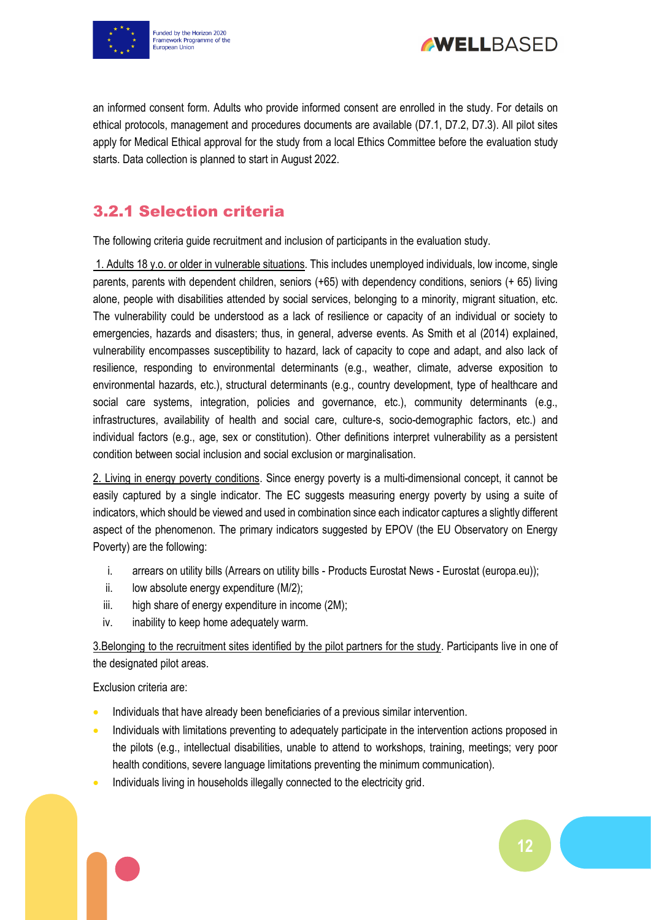an informed consent form. Adults who provide informed consent are enrolled in the study. For details on ethical protocols, management and procedures documents are available (D7.1, D7.2, D7.3). All pilot sites apply for Medical Ethical approval for the study from a local Ethics Committee before the evaluation study starts. Data collection is planned to start in August 2022.

### 3.2.1 Selection criteria

The following criteria guide recruitment and inclusion of participants in the evaluation study.

1. Adults 18 y.o. or older in vulnerable situations. This includes unemployed individuals, low income, single parents, parents with dependent children, seniors (+65) with dependency conditions, seniors (+ 65) living alone, people with disabilities attended by social services, belonging to a minority, migrant situation, etc. The vulnerability could be understood as a lack of resilience or capacity of an individual or society to emergencies, hazards and disasters; thus, in general, adverse events. As Smith et al (2014) explained, vulnerability encompasses susceptibility to hazard, lack of capacity to cope and adapt, and also lack of resilience, responding to environmental determinants (e.g., weather, climate, adverse exposition to environmental hazards, etc.), structural determinants (e.g., country development, type of healthcare and social care systems, integration, policies and governance, etc.), community determinants (e.g., infrastructures, availability of health and social care, culture-s, socio-demographic factors, etc.) and individual factors (e.g., age, sex or constitution). Other definitions interpret vulnerability as a persistent condition between social inclusion and social exclusion or marginalisation.

2. Living in energy poverty conditions. Since energy poverty is a multi-dimensional concept, it cannot be easily captured by a single indicator. The EC suggests measuring energy poverty by using a suite of indicators, which should be viewed and used in combination since each indicator captures a slightly different aspect of the phenomenon. The primary indicators suggested by EPOV (the EU Observatory on Energy Poverty) are the following:

   i. arrears on utility bills (Arrears on utility bills - Products Eurostat News - Eurostat (europa.eu));
   ii. low absolute energy expenditure (M/2);
   iii. high share of energy expenditure in income (2M);
   iv. inability to keep home adequately warm.

3. Belonging to the recruitment sites identified by the pilot partners for the study. Participants live in one of the designated pilot areas.

Exclusion criteria are:

- Individuals that have already been beneficiaries of a previous similar intervention.
- Individuals with limitations preventing to adequately participate in the intervention actions proposed in the pilots (e.g., intellectual disabilities, unable to attend to workshops, training, meetings; very poor health conditions, severe language limitations preventing the minimum communication).
- Individuals living in households illegally connected to the electricity grid.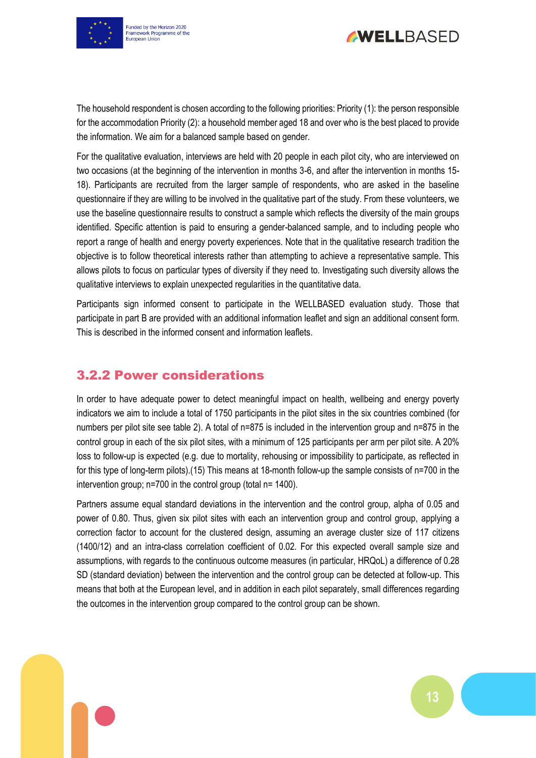The household respondent is chosen according to the following priorities: Priority (1): the person responsible for the accommodation Priority (2): a household member aged 18 and over who is the best placed to provide the information. We aim for a balanced sample based on gender.

For the qualitative evaluation, interviews are held with 20 people in each pilot city, who are interviewed on two occasions (at the beginning of the intervention in months 3-6, and after the intervention in months 15-18). Participants are recruited from the larger sample of respondents, who are asked in the baseline questionnaire if they are willing to be involved in the qualitative part of the study. From these volunteers, we use the baseline questionnaire results to construct a sample which reflects the diversity of the main groups identified. Specific attention is paid to ensuring a gender-balanced sample, and to including people who report a range of health and energy poverty experiences. Note that in the qualitative research tradition the objective is to follow theoretical interests rather than attempting to achieve a representative sample. This allows pilots to focus on particular types of diversity if they need to. Investigating such diversity allows the qualitative interviews to explain unexpected regularities in the quantitative data.

Participants sign informed consent to participate in the WELLBASED evaluation study. Those that participate in part B are provided with an additional information leaflet and sign an additional consent form. This is described in the informed consent and information leaflets.

### 3.2.2 Power considerations

In order to have adequate power to detect meaningful impact on health, wellbeing and energy poverty indicators we aim to include a total of 1750 participants in the pilot sites in the six countries combined (for numbers per pilot site see table 2). A total of n=875 is included in the intervention group and n=875 in the control group in each of the six pilot sites, with a minimum of 125 participants per arm per pilot site. A 20% loss to follow-up is expected (e.g. due to mortality, rehousing or impossibility to participate, as reflected in for this type of long-term pilots).(15) This means at 18-month follow-up the sample consists of n=700 in the intervention group; n=700 in the control group (total n= 1400).

Partners assume equal standard deviations in the intervention and the control group, alpha of 0.05 and power of 0.80. Thus, given six pilot sites with each an intervention group and control group, applying a correction factor to account for the clustered design, assuming an average cluster size of 117 citizens (1400/12) and an intra-class correlation coefficient of 0.02. For this expected overall sample size and assumptions, with regards to the continuous outcome measures (in particular, HRQoL) a difference of 0.28 SD (standard deviation) between the intervention and the control group can be detected at follow-up. This means that both at the European level, and in addition in each pilot separately, small differences regarding the outcomes in the intervention group compared to the control group can be shown.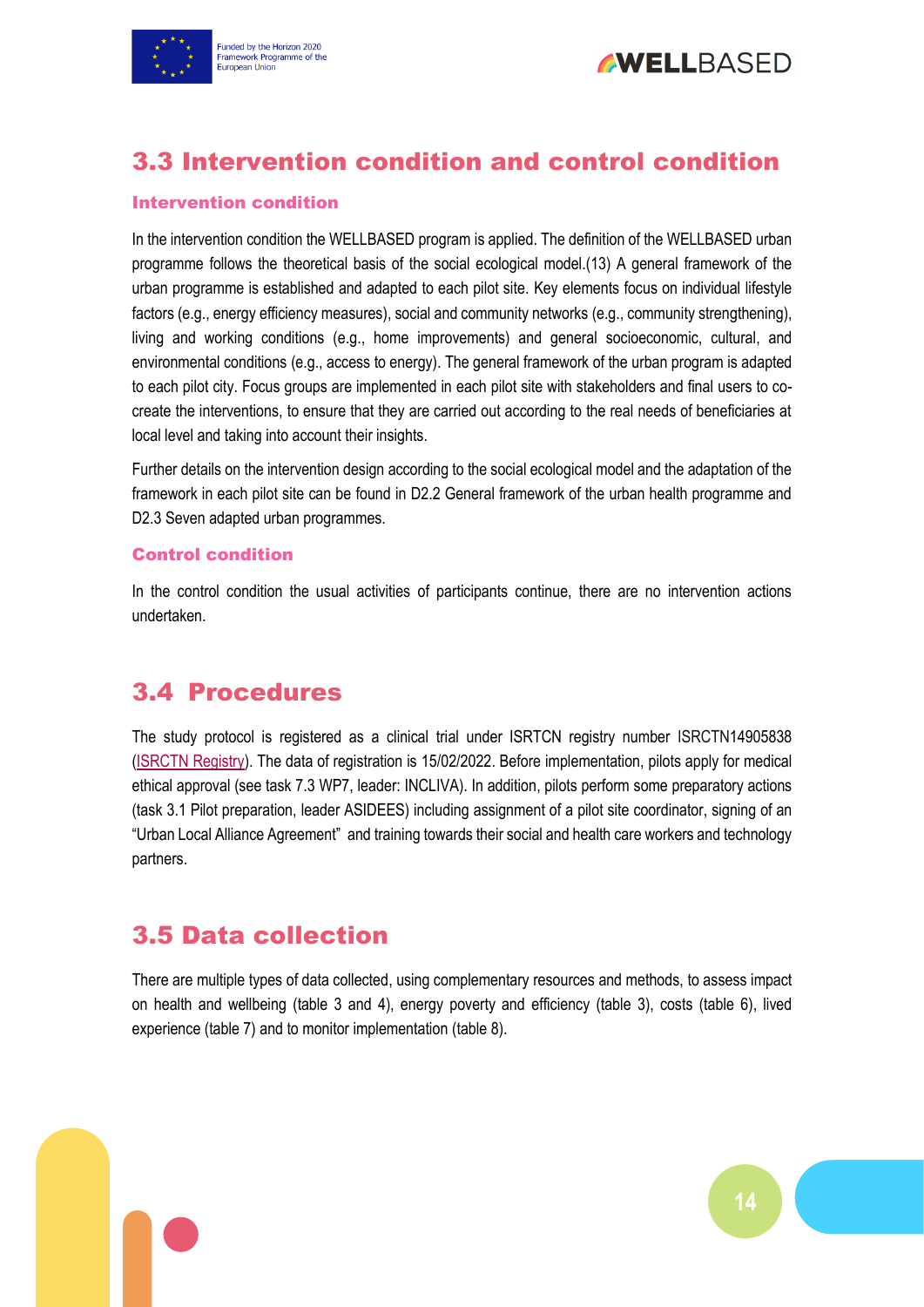## 3.3 Intervention condition and control condition

### Intervention condition

In the intervention condition the WELLBASED program is applied. The definition of the WELLBASED urban programme follows the theoretical basis of the social ecological model.(13) A general framework of the urban programme is established and adapted to each pilot site. Key elements focus on individual lifestyle factors (e.g., energy efficiency measures), social and community networks (e.g., community strengthening), living and working conditions (e.g., home improvements) and general socioeconomic, cultural, and environmental conditions (e.g., access to energy). The general framework of the urban program is adapted to each pilot city. Focus groups are implemented in each pilot site with stakeholders and final users to co-create the interventions, to ensure that they are carried out according to the real needs of beneficiaries at local level and taking into account their insights.

Further details on the intervention design according to the social ecological model and the adaptation of the framework in each pilot site can be found in D2.2 General framework of the urban health programme and D2.3 Seven adapted urban programmes.

### Control condition

In the control condition the usual activities of participants continue, there are no intervention actions undertaken.

## 3.4 Procedures

The study protocol is registered as a clinical trial under ISRTCN registry number ISRCTN14905838 (ISRCTN Registry). The data of registration is 15/02/2022. Before implementation, pilots apply for medical ethical approval (see task 7.3 WP7, leader: INCLIVA). In addition, pilots perform some preparatory actions (task 3.1 Pilot preparation, leader ASIDEES) including assignment of a pilot site coordinator, signing of an "Urban Local Alliance Agreement" and training towards their social and health care workers and technology partners.

## 3.5 Data collection

There are multiple types of data collected, using complementary resources and methods, to assess impact on health and wellbeing (table 3 and 4), energy poverty and efficiency (table 3), costs (table 6), lived experience (table 7) and to monitor implementation (table 8).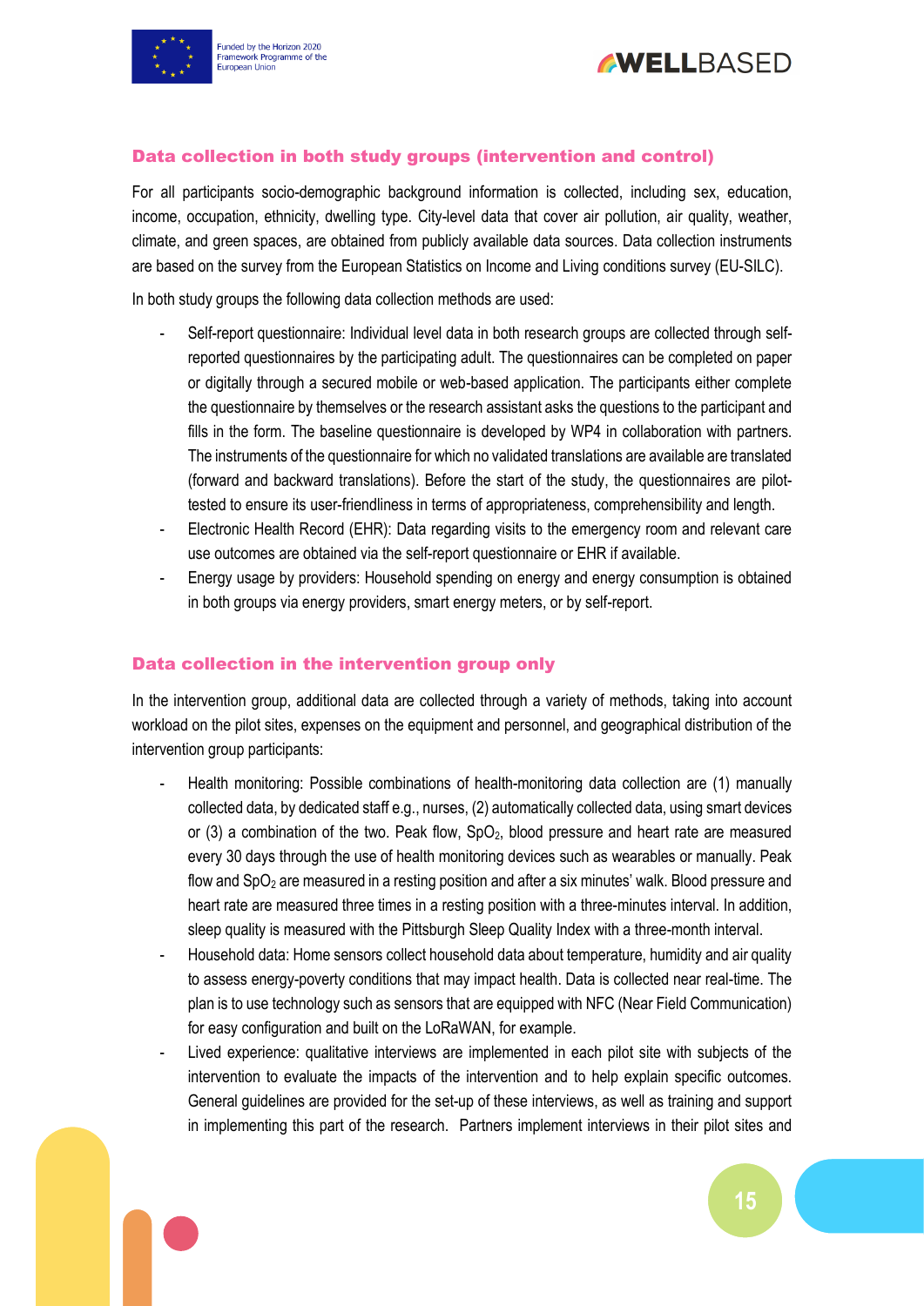### Data collection in both study groups (intervention and control)

For all participants socio-demographic background information is collected, including sex, education, income, occupation, ethnicity, dwelling type. City-level data that cover air pollution, air quality, weather, climate, and green spaces, are obtained from publicly available data sources. Data collection instruments are based on the survey from the European Statistics on Income and Living conditions survey (EU-SILC).

In both study groups the following data collection methods are used:

- Self-report questionnaire: Individual level data in both research groups are collected through self-reported questionnaires by the participating adult. The questionnaires can be completed on paper or digitally through a secured mobile or web-based application. The participants either complete the questionnaire by themselves or the research assistant asks the questions to the participant and fills in the form. The baseline questionnaire is developed by WP4 in collaboration with partners. The instruments of the questionnaire for which no validated translations are available are translated (forward and backward translations). Before the start of the study, the questionnaires are pilot-tested to ensure its user-friendliness in terms of appropriateness, comprehensibility and length.
- Electronic Health Record (EHR): Data regarding visits to the emergency room and relevant care use outcomes are obtained via the self-report questionnaire or EHR if available.
- Energy usage by providers: Household spending on energy and energy consumption is obtained in both groups via energy providers, smart energy meters, or by self-report.

### Data collection in the intervention group only

In the intervention group, additional data are collected through a variety of methods, taking into account workload on the pilot sites, expenses on the equipment and personnel, and geographical distribution of the intervention group participants:

- Health monitoring: Possible combinations of health-monitoring data collection are (1) manually collected data, by dedicated staff e.g., nurses, (2) automatically collected data, using smart devices or (3) a combination of the two. Peak flow, $SpO_2$, blood pressure and heart rate are measured every 30 days through the use of health monitoring devices such as wearables or manually. Peak flow and $SpO_2$ are measured in a resting position and after a six minutes' walk. Blood pressure and heart rate are measured three times in a resting position with a three-minutes interval. In addition, sleep quality is measured with the Pittsburgh Sleep Quality Index with a three-month interval.
- Household data: Home sensors collect household data about temperature, humidity and air quality to assess energy-poverty conditions that may impact health. Data is collected near real-time. The plan is to use technology such as sensors that are equipped with NFC (Near Field Communication) for easy configuration and built on the LoRaWAN, for example.
- Lived experience: qualitative interviews are implemented in each pilot site with subjects of the intervention to evaluate the impacts of the intervention and to help explain specific outcomes. General guidelines are provided for the set-up of these interviews, as well as training and support in implementing this part of the research. Partners implement interviews in their pilot sites and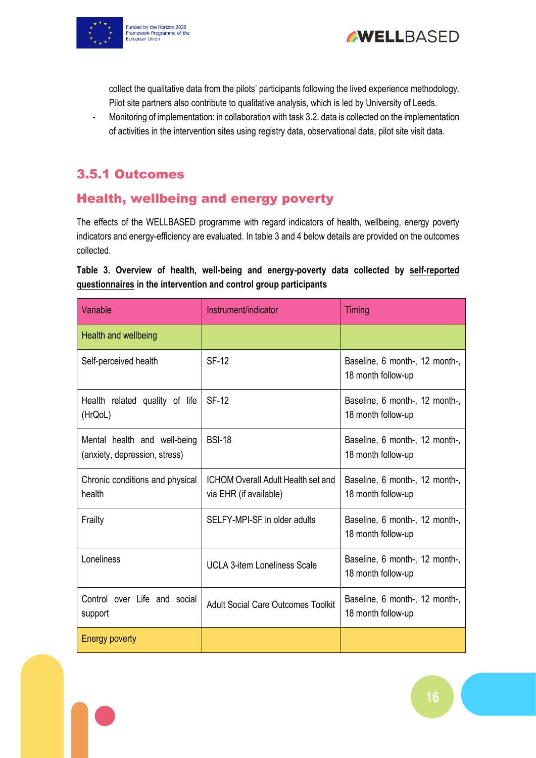collect the qualitative data from the pilots' participants following the lived experience methodology. Pilot site partners also contribute to qualitative analysis, which is led by University of Leeds.

- Monitoring of implementation: in collaboration with task 3.2. data is collected on the implementation of activities in the intervention sites using registry data, observational data, pilot site visit data.

### 3.5.1 Outcomes

### Health, wellbeing and energy poverty

The effects of the WELLBASED programme with regard indicators of health, wellbeing, energy poverty indicators and energy-efficiency are evaluated. In table 3 and 4 below details are provided on the outcomes collected.

**Table 3. Overview of health, well-being and energy-poverty data collected by <u>self-reported questionnaires</u> in the intervention and control group participants**

| Variable | Instrument/indicator | Timing |
|---|---|---|
| Health and wellbeing | | |
| Self-perceived health | SF-12 | Baseline, 6 month-, 12 month-, 18 month follow-up |
| Health related quality of life (HrQoL) | SF-12 | Baseline, 6 month-, 12 month-, 18 month follow-up |
| Mental health and well-being (anxiety, depression, stress) | BSI-18 | Baseline, 6 month-, 12 month-, 18 month follow-up |
| Chronic conditions and physical health | ICHOM Overall Adult Health set and via EHR (if available) | Baseline, 6 month-, 12 month-, 18 month follow-up |
| Frailty | SELFY-MPI-SF in older adults | Baseline, 6 month-, 12 month-, 18 month follow-up |
| Loneliness | UCLA 3-item Loneliness Scale | Baseline, 6 month-, 12 month-, 18 month follow-up |
| Control over Life and social support | Adult Social Care Outcomes Toolkit | Baseline, 6 month-, 12 month-, 18 month follow-up |
| Energy poverty | | |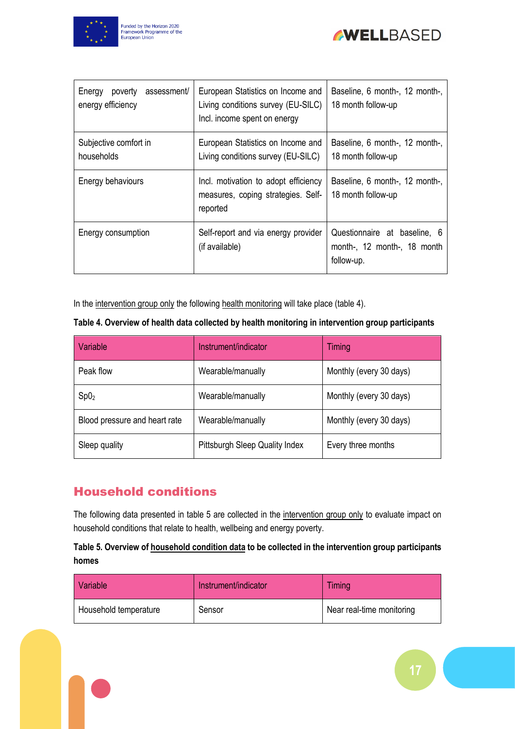| Energy poverty assessment/ energy efficiency | European Statistics on Income and Living conditions survey (EU-SILC) Incl. income spent on energy | Baseline, 6 month-, 12 month-, 18 month follow-up |
|---|---|---|
| Subjective comfort in households | European Statistics on Income and Living conditions survey (EU-SILC) | Baseline, 6 month-, 12 month-, 18 month follow-up |
| Energy behaviours | Incl. motivation to adopt efficiency measures, coping strategies. Self-reported | Baseline, 6 month-, 12 month-, 18 month follow-up |
| Energy consumption | Self-report and via energy provider (if available) | Questionnaire at baseline, 6 month-, 12 month-, 18 month follow-up. |

In the intervention group only the following health monitoring will take place (table 4).

**Table 4. Overview of health data collected by health monitoring in intervention group participants**

| Variable | Instrument/indicator | Timing |
|---|---|---|
| Peak flow | Wearable/manually | Monthly (every 30 days) |
| $Sp0_2$ | Wearable/manually | Monthly (every 30 days) |
| Blood pressure and heart rate | Wearable/manually | Monthly (every 30 days) |
| Sleep quality | Pittsburgh Sleep Quality Index | Every three months |

## Household conditions

The following data presented in table 5 are collected in the intervention group only to evaluate impact on household conditions that relate to health, wellbeing and energy poverty.

**Table 5. Overview of household condition data to be collected in the intervention group participants homes**

| Variable | Instrument/indicator | Timing |
|---|---|---|
| Household temperature | Sensor | Near real-time monitoring |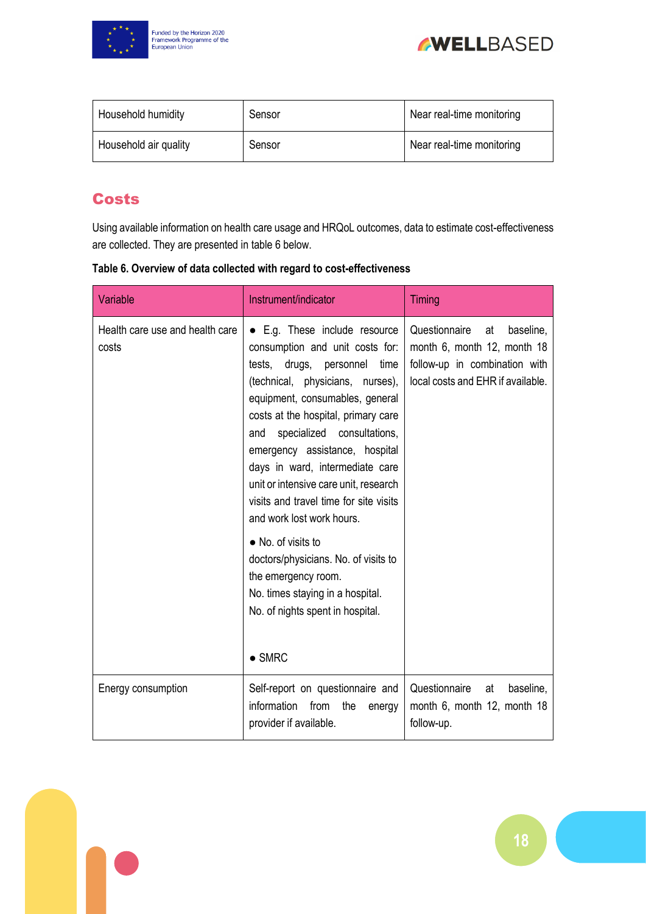| Household humidity | Sensor | Near real-time monitoring |
|---|---|---|
| Household air quality | Sensor | Near real-time monitoring |

## Costs

Using available information on health care usage and HRQoL outcomes, data to estimate cost-effectiveness are collected. They are presented in table 6 below.

**Table 6. Overview of data collected with regard to cost-effectiveness**

| Variable | Instrument/indicator | Timing |
|---|---|---|
| Health care use and health care costs | ● E.g. These include resource consumption and unit costs for: tests, drugs, personnel time (technical, physicians, nurses), equipment, consumables, general costs at the hospital, primary care and specialized consultations, emergency assistance, hospital days in ward, intermediate care unit or intensive care unit, research visits and travel time for site visits and work lost work hours.<br>● No. of visits to doctors/physicians. No. of visits to the emergency room.<br>No. times staying in a hospital.<br>No. of nights spent in hospital.<br>● SMRC | Questionnaire at baseline, month 6, month 12, month 18 follow-up in combination with local costs and EHR if available. |
| Energy consumption | Self-report on questionnaire and information from the energy provider if available. | Questionnaire at baseline, month 6, month 12, month 18 follow-up. |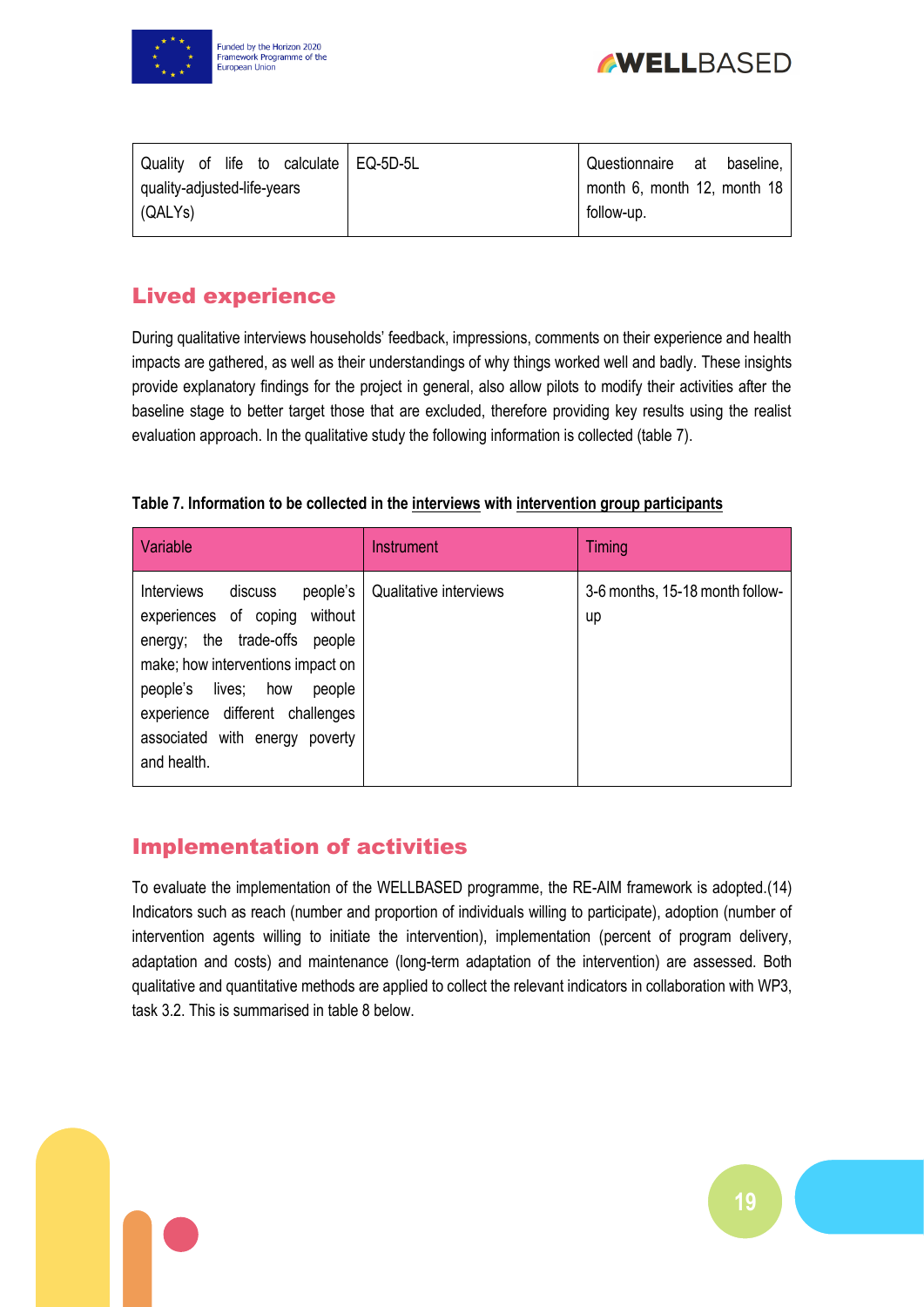| Quality of life to calculate quality-adjusted-life-years (QALYs) | EQ-5D-5L | Questionnaire at baseline, month 6, month 12, month 18 follow-up. |
|---|---|---|

## Lived experience

During qualitative interviews households' feedback, impressions, comments on their experience and health impacts are gathered, as well as their understandings of why things worked well and badly. These insights provide explanatory findings for the project in general, also allow pilots to modify their activities after the baseline stage to better target those that are excluded, therefore providing key results using the realist evaluation approach. In the qualitative study the following information is collected (table 7).

**Table 7. Information to be collected in the <u>interviews</u> with <u>intervention group participants</u>**

| Variable | Instrument | Timing |
|---|---|---|
| Interviews discuss people's experiences of coping without energy; the trade-offs people make; how interventions impact on people's lives; how people experience different challenges associated with energy poverty and health. | Qualitative interviews | 3-6 months, 15-18 month follow-up |

## Implementation of activities

To evaluate the implementation of the WELLBASED programme, the RE-AIM framework is adopted.(14) Indicators such as reach (number and proportion of individuals willing to participate), adoption (number of intervention agents willing to initiate the intervention), implementation (percent of program delivery, adaptation and costs) and maintenance (long-term adaptation of the intervention) are assessed. Both qualitative and quantitative methods are applied to collect the relevant indicators in collaboration with WP3, task 3.2. This is summarised in table 8 below.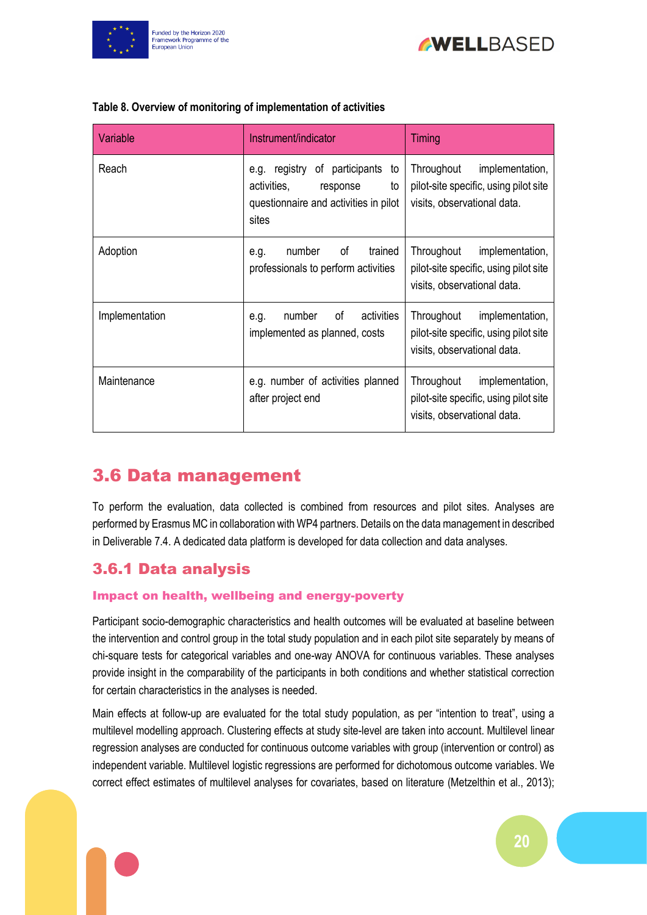**Table 8. Overview of monitoring of implementation of activities**

| Variable | Instrument/indicator | Timing |
|---|---|---|
| Reach | e.g. registry of participants to activities, response to questionnaire and activities in pilot sites | Throughout implementation, pilot-site specific, using pilot site visits, observational data. |
| Adoption | e.g. number of trained professionals to perform activities | Throughout implementation, pilot-site specific, using pilot site visits, observational data. |
| Implementation | e.g. number of activities implemented as planned, costs | Throughout implementation, pilot-site specific, using pilot site visits, observational data. |
| Maintenance | e.g. number of activities planned after project end | Throughout implementation, pilot-site specific, using pilot site visits, observational data. |

## 3.6 Data management

To perform the evaluation, data collected is combined from resources and pilot sites. Analyses are performed by Erasmus MC in collaboration with WP4 partners. Details on the data management in described in Deliverable 7.4. A dedicated data platform is developed for data collection and data analyses.

### 3.6.1 Data analysis

#### Impact on health, wellbeing and energy-poverty

Participant socio-demographic characteristics and health outcomes will be evaluated at baseline between the intervention and control group in the total study population and in each pilot site separately by means of chi-square tests for categorical variables and one-way ANOVA for continuous variables. These analyses provide insight in the comparability of the participants in both conditions and whether statistical correction for certain characteristics in the analyses is needed.

Main effects at follow-up are evaluated for the total study population, as per "intention to treat", using a multilevel modelling approach. Clustering effects at study site-level are taken into account. Multilevel linear regression analyses are conducted for continuous outcome variables with group (intervention or control) as independent variable. Multilevel logistic regressions are performed for dichotomous outcome variables. We correct effect estimates of multilevel analyses for covariates, based on literature (Metzelthin et al., 2013);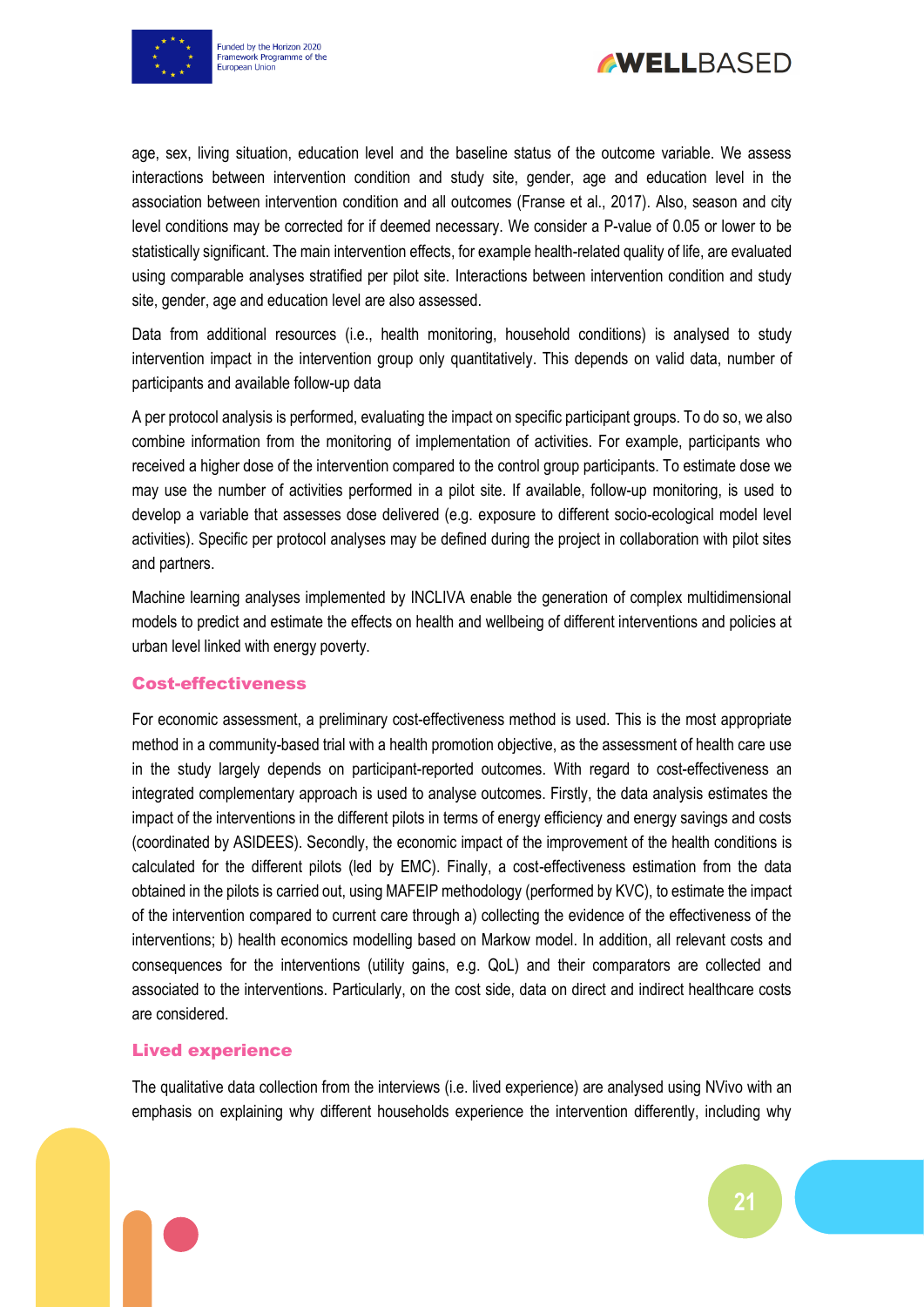age, sex, living situation, education level and the baseline status of the outcome variable. We assess interactions between intervention condition and study site, gender, age and education level in the association between intervention condition and all outcomes (Franse et al., 2017). Also, season and city level conditions may be corrected for if deemed necessary. We consider a P-value of 0.05 or lower to be statistically significant. The main intervention effects, for example health-related quality of life, are evaluated using comparable analyses stratified per pilot site. Interactions between intervention condition and study site, gender, age and education level are also assessed.

Data from additional resources (i.e., health monitoring, household conditions) is analysed to study intervention impact in the intervention group only quantitatively. This depends on valid data, number of participants and available follow-up data

A per protocol analysis is performed, evaluating the impact on specific participant groups. To do so, we also combine information from the monitoring of implementation of activities. For example, participants who received a higher dose of the intervention compared to the control group participants. To estimate dose we may use the number of activities performed in a pilot site. If available, follow-up monitoring, is used to develop a variable that assesses dose delivered (e.g. exposure to different socio-ecological model level activities). Specific per protocol analyses may be defined during the project in collaboration with pilot sites and partners.

Machine learning analyses implemented by INCLIVA enable the generation of complex multidimensional models to predict and estimate the effects on health and wellbeing of different interventions and policies at urban level linked with energy poverty.

### Cost-effectiveness

For economic assessment, a preliminary cost-effectiveness method is used. This is the most appropriate method in a community-based trial with a health promotion objective, as the assessment of health care use in the study largely depends on participant-reported outcomes. With regard to cost-effectiveness an integrated complementary approach is used to analyse outcomes. Firstly, the data analysis estimates the impact of the interventions in the different pilots in terms of energy efficiency and energy savings and costs (coordinated by ASIDEES). Secondly, the economic impact of the improvement of the health conditions is calculated for the different pilots (led by EMC). Finally, a cost-effectiveness estimation from the data obtained in the pilots is carried out, using MAFEIP methodology (performed by KVC), to estimate the impact of the intervention compared to current care through a) collecting the evidence of the effectiveness of the interventions; b) health economics modelling based on Markow model. In addition, all relevant costs and consequences for the interventions (utility gains, e.g. QoL) and their comparators are collected and associated to the interventions. Particularly, on the cost side, data on direct and indirect healthcare costs are considered.

### Lived experience

The qualitative data collection from the interviews (i.e. lived experience) are analysed using NVivo with an emphasis on explaining why different households experience the intervention differently, including why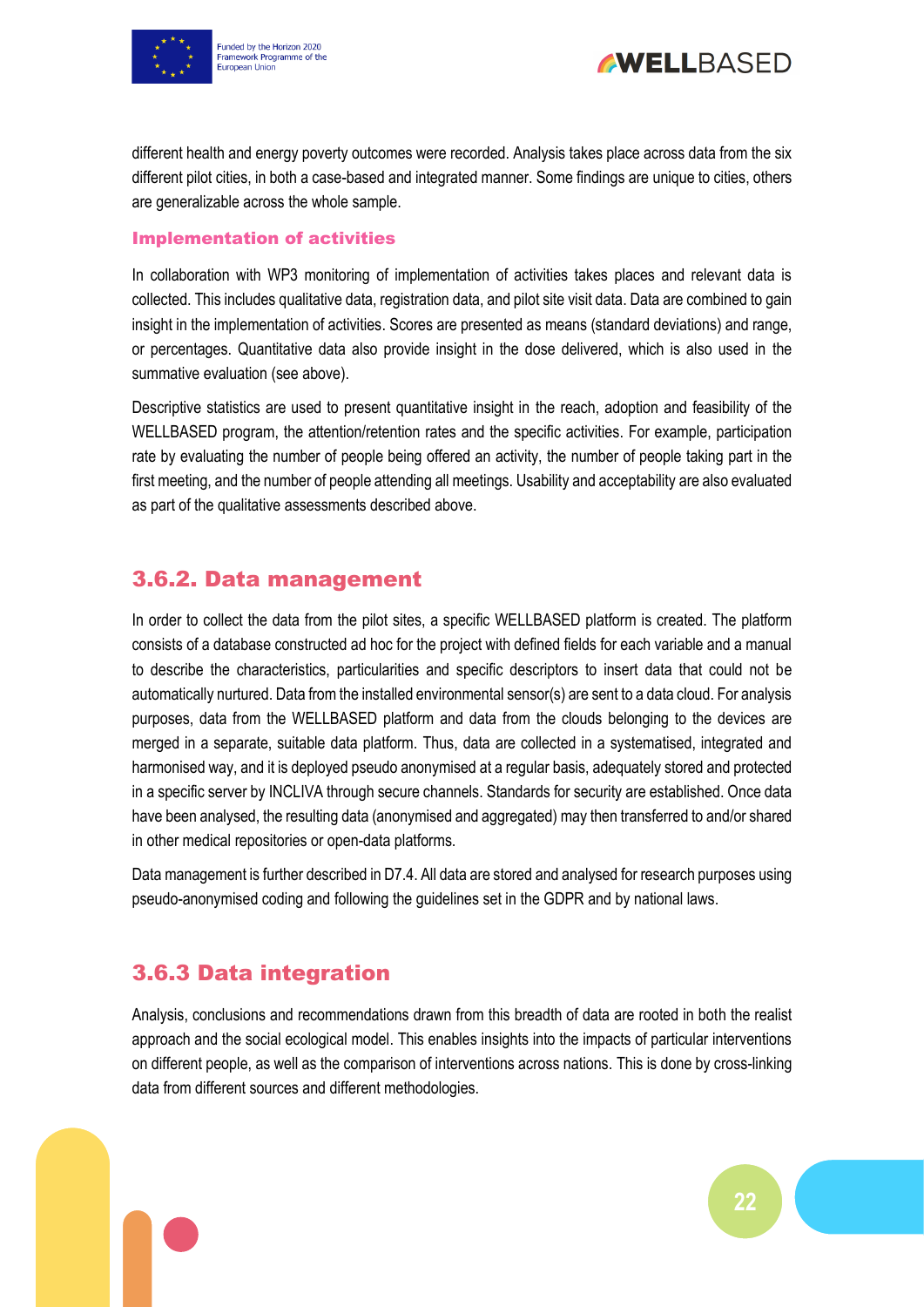different health and energy poverty outcomes were recorded. Analysis takes place across data from the six different pilot cities, in both a case-based and integrated manner. Some findings are unique to cities, others are generalizable across the whole sample.

#### Implementation of activities

In collaboration with WP3 monitoring of implementation of activities takes places and relevant data is collected. This includes qualitative data, registration data, and pilot site visit data. Data are combined to gain insight in the implementation of activities. Scores are presented as means (standard deviations) and range, or percentages. Quantitative data also provide insight in the dose delivered, which is also used in the summative evaluation (see above).

Descriptive statistics are used to present quantitative insight in the reach, adoption and feasibility of the WELLBASED program, the attention/retention rates and the specific activities. For example, participation rate by evaluating the number of people being offered an activity, the number of people taking part in the first meeting, and the number of people attending all meetings. Usability and acceptability are also evaluated as part of the qualitative assessments described above.

### 3.6.2. Data management

In order to collect the data from the pilot sites, a specific WELLBASED platform is created. The platform consists of a database constructed ad hoc for the project with defined fields for each variable and a manual to describe the characteristics, particularities and specific descriptors to insert data that could not be automatically nurtured. Data from the installed environmental sensor(s) are sent to a data cloud. For analysis purposes, data from the WELLBASED platform and data from the clouds belonging to the devices are merged in a separate, suitable data platform. Thus, data are collected in a systematised, integrated and harmonised way, and it is deployed pseudo anonymised at a regular basis, adequately stored and protected in a specific server by INCLIVA through secure channels. Standards for security are established. Once data have been analysed, the resulting data (anonymised and aggregated) may then transferred to and/or shared in other medical repositories or open-data platforms.

Data management is further described in D7.4. All data are stored and analysed for research purposes using pseudo-anonymised coding and following the guidelines set in the GDPR and by national laws.

### 3.6.3 Data integration

Analysis, conclusions and recommendations drawn from this breadth of data are rooted in both the realist approach and the social ecological model. This enables insights into the impacts of particular interventions on different people, as well as the comparison of interventions across nations. This is done by cross-linking data from different sources and different methodologies.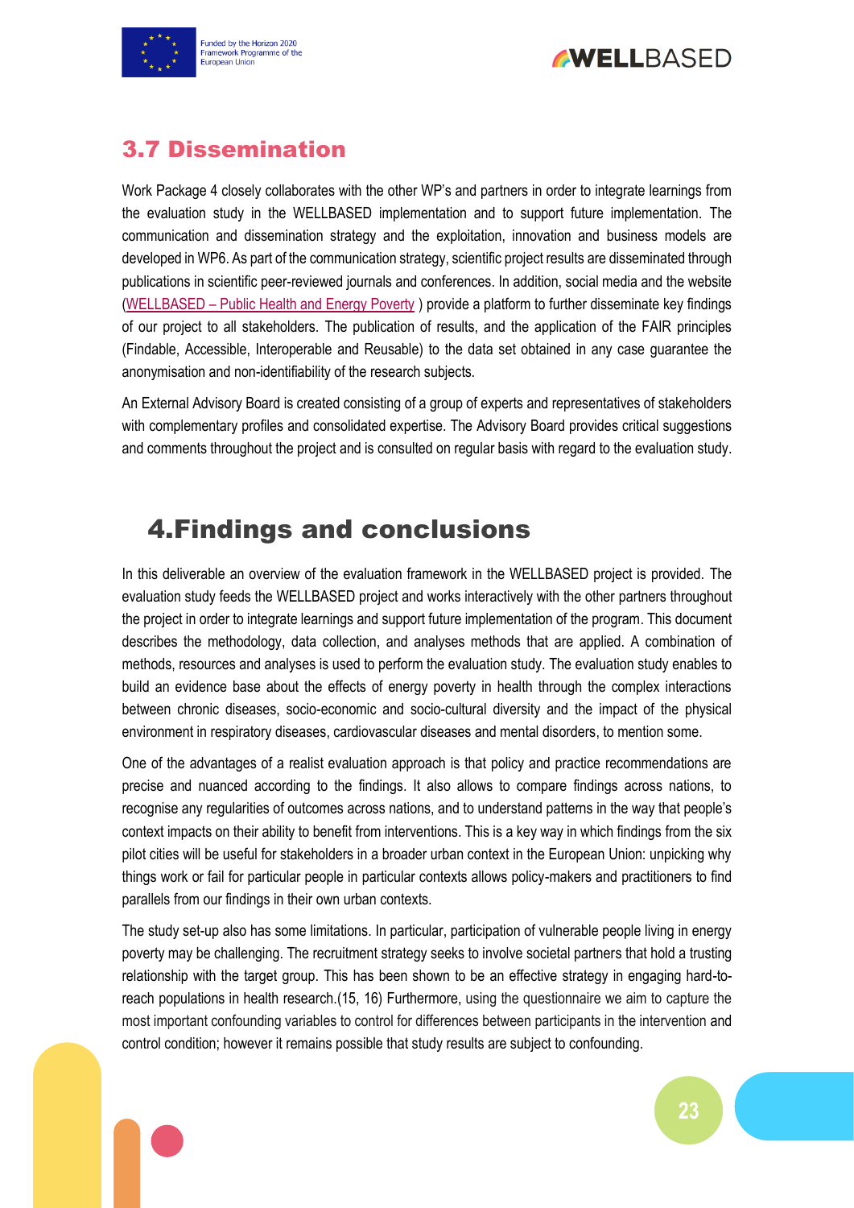## 3.7 Dissemination

Work Package 4 closely collaborates with the other WP's and partners in order to integrate learnings from the evaluation study in the WELLBASED implementation and to support future implementation. The communication and dissemination strategy and the exploitation, innovation and business models are developed in WP6. As part of the communication strategy, scientific project results are disseminated through publications in scientific peer-reviewed journals and conferences. In addition, social media and the website (WELLBASED – Public Health and Energy Poverty ) provide a platform to further disseminate key findings of our project to all stakeholders. The publication of results, and the application of the FAIR principles (Findable, Accessible, Interoperable and Reusable) to the data set obtained in any case guarantee the anonymisation and non-identifiability of the research subjects.

An External Advisory Board is created consisting of a group of experts and representatives of stakeholders with complementary profiles and consolidated expertise. The Advisory Board provides critical suggestions and comments throughout the project and is consulted on regular basis with regard to the evaluation study.

# 4.Findings and conclusions

In this deliverable an overview of the evaluation framework in the WELLBASED project is provided. The evaluation study feeds the WELLBASED project and works interactively with the other partners throughout the project in order to integrate learnings and support future implementation of the program. This document describes the methodology, data collection, and analyses methods that are applied. A combination of methods, resources and analyses is used to perform the evaluation study. The evaluation study enables to build an evidence base about the effects of energy poverty in health through the complex interactions between chronic diseases, socio-economic and socio-cultural diversity and the impact of the physical environment in respiratory diseases, cardiovascular diseases and mental disorders, to mention some.

One of the advantages of a realist evaluation approach is that policy and practice recommendations are precise and nuanced according to the findings. It also allows to compare findings across nations, to recognise any regularities of outcomes across nations, and to understand patterns in the way that people's context impacts on their ability to benefit from interventions. This is a key way in which findings from the six pilot cities will be useful for stakeholders in a broader urban context in the European Union: unpicking why things work or fail for particular people in particular contexts allows policy-makers and practitioners to find parallels from our findings in their own urban contexts.

The study set-up also has some limitations. In particular, participation of vulnerable people living in energy poverty may be challenging. The recruitment strategy seeks to involve societal partners that hold a trusting relationship with the target group. This has been shown to be an effective strategy in engaging hard-to-reach populations in health research.(15, 16) Furthermore, using the questionnaire we aim to capture the most important confounding variables to control for differences between participants in the intervention and control condition; however it remains possible that study results are subject to confounding.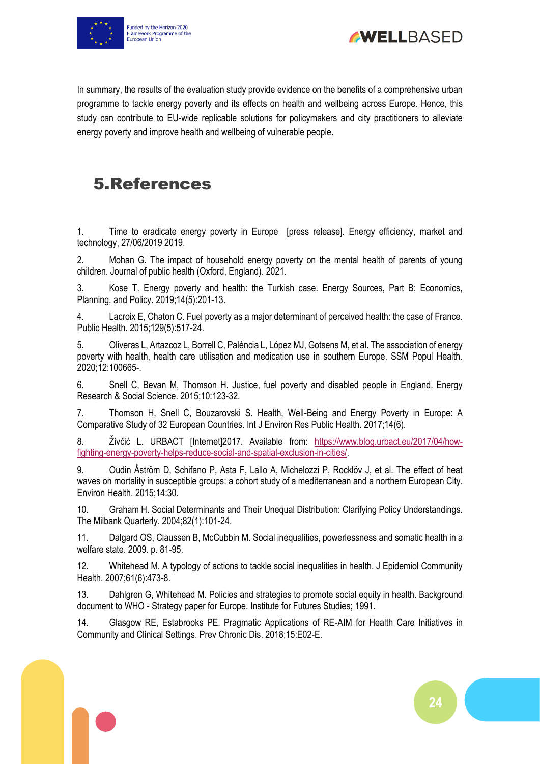In summary, the results of the evaluation study provide evidence on the benefits of a comprehensive urban programme to tackle energy poverty and its effects on health and wellbeing across Europe. Hence, this study can contribute to EU-wide replicable solutions for policymakers and city practitioners to alleviate energy poverty and improve health and wellbeing of vulnerable people.

# 5. References

1. Time to eradicate energy poverty in Europe [press release]. Energy efficiency, market and technology, 27/06/2019 2019.

2. Mohan G. The impact of household energy poverty on the mental health of parents of young children. Journal of public health (Oxford, England). 2021.

3. Kose T. Energy poverty and health: the Turkish case. Energy Sources, Part B: Economics, Planning, and Policy. 2019;14(5):201-13.

4. Lacroix E, Chaton C. Fuel poverty as a major determinant of perceived health: the case of France. Public Health. 2015;129(5):517-24.

5. Oliveras L, Artazcoz L, Borrell C, Palència L, López MJ, Gotsens M, et al. The association of energy poverty with health, health care utilisation and medication use in southern Europe. SSM Popul Health. 2020;12:100665-.

6. Snell C, Bevan M, Thomson H. Justice, fuel poverty and disabled people in England. Energy Research & Social Science. 2015;10:123-32.

7. Thomson H, Snell C, Bouzarovski S. Health, Well-Being and Energy Poverty in Europe: A Comparative Study of 32 European Countries. Int J Environ Res Public Health. 2017;14(6).

8. Živčić L. URBACT [Internet]2017. Available from: https://www.blog.urbact.eu/2017/04/how-fighting-energy-poverty-helps-reduce-social-and-spatial-exclusion-in-cities/.

9. Oudin Åström D, Schifano P, Asta F, Lallo A, Michelozzi P, Rocklöv J, et al. The effect of heat waves on mortality in susceptible groups: a cohort study of a mediterranean and a northern European City. Environ Health. 2015;14:30.

10. Graham H. Social Determinants and Their Unequal Distribution: Clarifying Policy Understandings. The Milbank Quarterly. 2004;82(1):101-24.

11. Dalgard OS, Claussen B, McCubbin M. Social inequalities, powerlessness and somatic health in a welfare state. 2009. p. 81-95.

12. Whitehead M. A typology of actions to tackle social inequalities in health. J Epidemiol Community Health. 2007;61(6):473-8.

13. Dahlgren G, Whitehead M. Policies and strategies to promote social equity in health. Background document to WHO - Strategy paper for Europe. Institute for Futures Studies; 1991.

14. Glasgow RE, Estabrooks PE. Pragmatic Applications of RE-AIM for Health Care Initiatives in Community and Clinical Settings. Prev Chronic Dis. 2018;15:E02-E.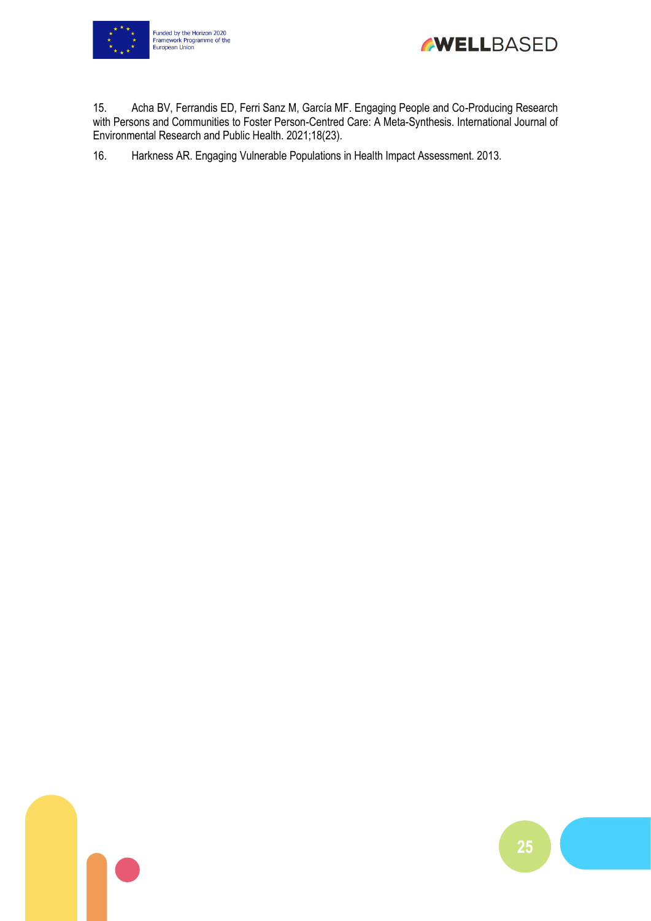15. Acha BV, Ferrandis ED, Ferri Sanz M, García MF. Engaging People and Co-Producing Research with Persons and Communities to Foster Person-Centred Care: A Meta-Synthesis. International Journal of Environmental Research and Public Health. 2021;18(23).

16. Harkness AR. Engaging Vulnerable Populations in Health Impact Assessment. 2013.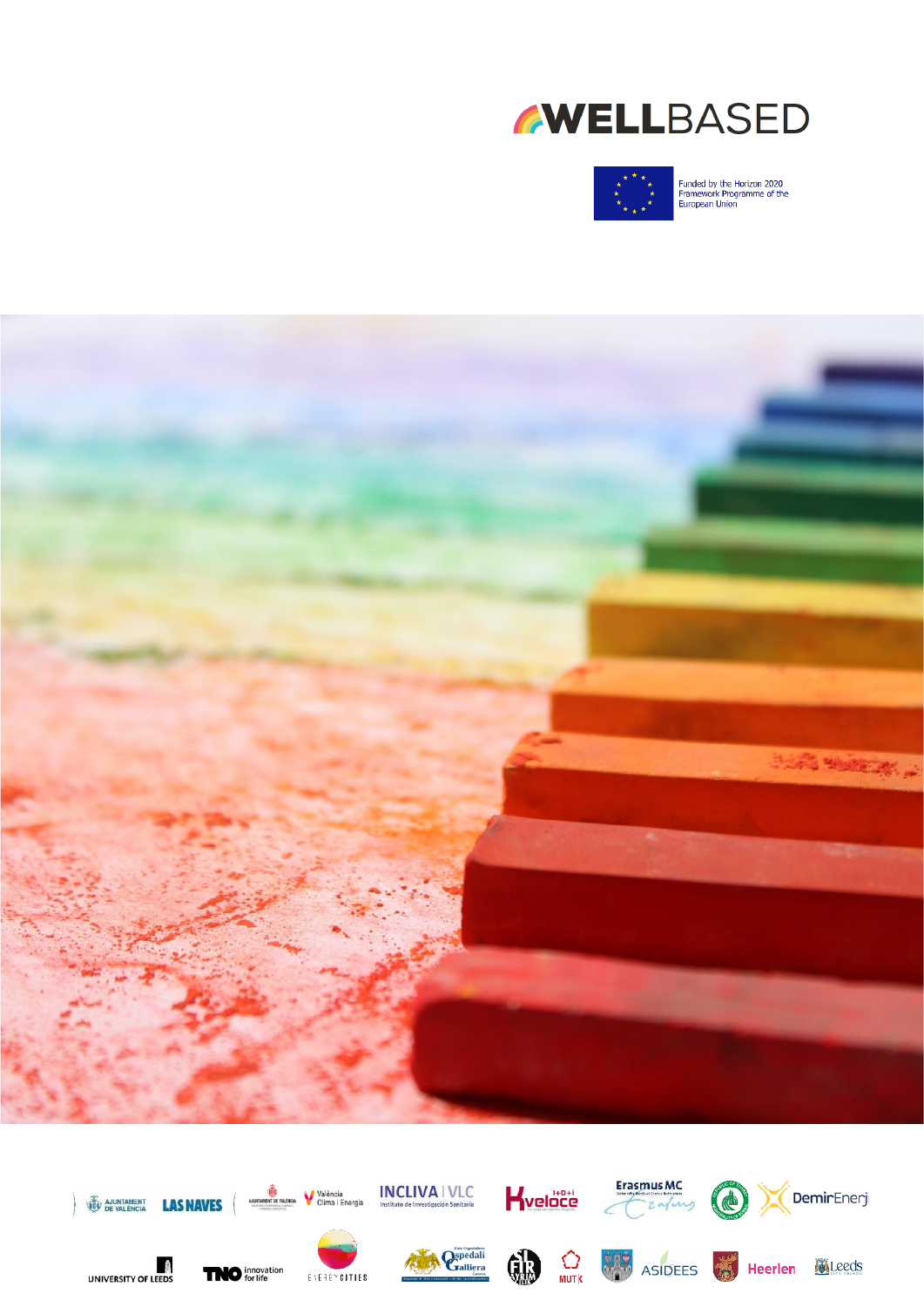WELLBASED

Funded by the Horizon 2020 Framework Programme of the European Union